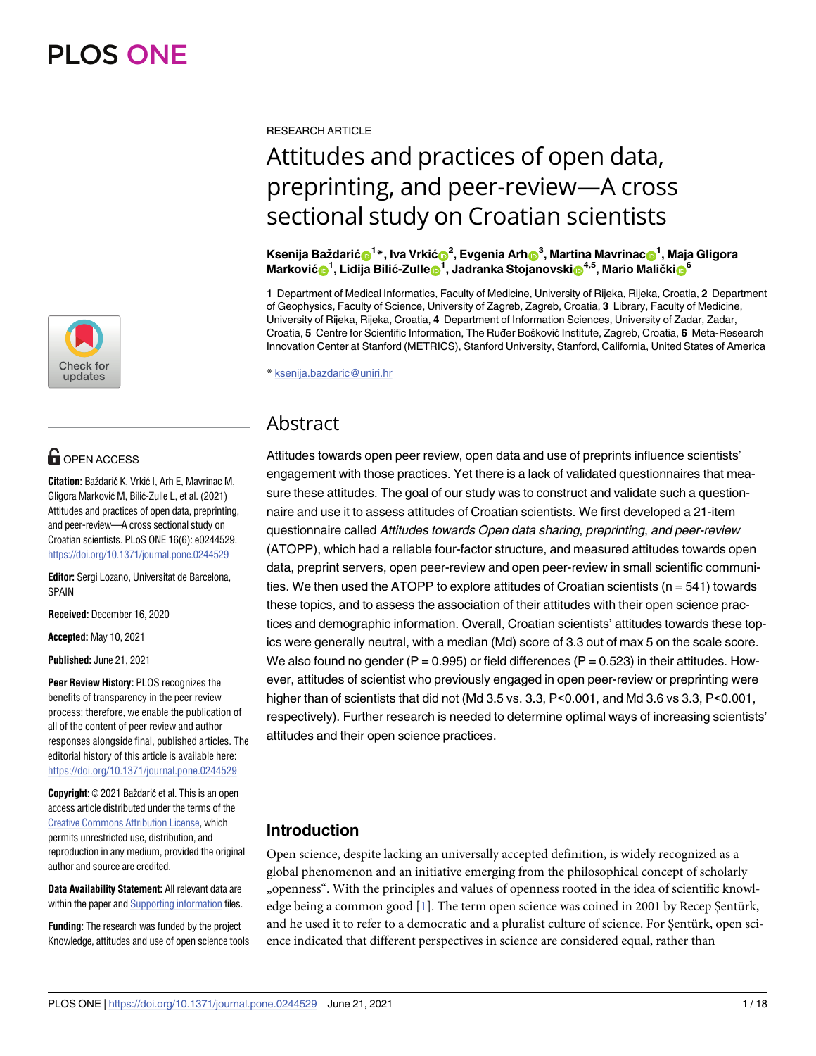RESEARCH ARTICLE

# Attitudes and practices of open data, preprinting, and peer-review—A cross sectional study on Croatian scientists

**Ksenija Baždarić[1]*, Iva Vrkić[2], Evgenia Arh[3], Martina Mavrinac[1], Maja Gligora Marković[1], Lidija Bilić-Zulle[1], Jadranka Stojanovski[4,5], Mario Malički[6]**

**1** Department of Medical Informatics, Faculty of Medicine, University of Rijeka, Rijeka, Croatia, **2** Department of Geophysics, Faculty of Science, University of Zagreb, Zagreb, Croatia, **3** Library, Faculty of Medicine, University of Rijeka, Rijeka, Croatia, **4** Department of Information Sciences, University of Zadar, Zadar, Croatia, **5** Centre for Scientific Information, The Ruđer Bošković Institute, Zagreb, Croatia, **6** Meta-Research Innovation Center at Stanford (METRICS), Stanford University, Stanford, California, United States of America

* ksenija.bazdaric@uniri.hr

OPEN ACCESS

**Citation:** Baždarić K, Vrkić I, Arh E, Mavrinac M, Gligora Marković M, Bilić-Zulle L, et al. (2021) Attitudes and practices of open data, preprinting, and peer-review—A cross sectional study on Croatian scientists. PLoS ONE 16(6): e0244529. https://doi.org/10.1371/journal.pone.0244529

**Editor:** Sergi Lozano, Universitat de Barcelona, SPAIN

**Received:** December 16, 2020

**Accepted:** May 10, 2021

**Published:** June 21, 2021

**Peer Review History:** PLOS recognizes the benefits of transparency in the peer review process; therefore, we enable the publication of all of the content of peer review and author responses alongside final, published articles. The editorial history of this article is available here: https://doi.org/10.1371/journal.pone.0244529

**Copyright:** © 2021 Baždarić et al. This is an open access article distributed under the terms of the Creative Commons Attribution License, which permits unrestricted use, distribution, and reproduction in any medium, provided the original author and source are credited.

**Data Availability Statement:** All relevant data are within the paper and Supporting information files.

**Funding:** The research was funded by the project Knowledge, attitudes and use of open science tools

## Abstract

Attitudes towards open peer review, open data and use of preprints influence scientists' engagement with those practices. Yet there is a lack of validated questionnaires that measure these attitudes. The goal of our study was to construct and validate such a questionnaire and use it to assess attitudes of Croatian scientists. We first developed a 21-item questionnaire called *Attitudes towards Open data sharing, preprinting, and peer-review* (ATOPP), which had a reliable four-factor structure, and measured attitudes towards open data, preprint servers, open peer-review and open peer-review in small scientific communities. We then used the ATOPP to explore attitudes of Croatian scientists (n = 541) towards these topics, and to assess the association of their attitudes with their open science practices and demographic information. Overall, Croatian scientists' attitudes towards these topics were generally neutral, with a median (Md) score of 3.3 out of max 5 on the scale score. We also found no gender (P = 0.995) or field differences (P = 0.523) in their attitudes. However, attitudes of scientist who previously engaged in open peer-review or preprinting were higher than of scientists that did not (Md 3.5 vs. 3.3, P<0.001, and Md 3.6 vs 3.3, P<0.001, respectively). Further research is needed to determine optimal ways of increasing scientists' attitudes and their open science practices.

## Introduction

Open science, despite lacking an universally accepted definition, is widely recognized as a global phenomenon and an initiative emerging from the philosophical concept of scholarly „openness". With the principles and values of openness rooted in the idea of scientific knowledge being a common good [1]. The term open science was coined in 2001 by Recep Şentürk, and he used it to refer to a democratic and a pluralist culture of science. For Şentürk, open science indicated that different perspectives in science are considered equal, rather than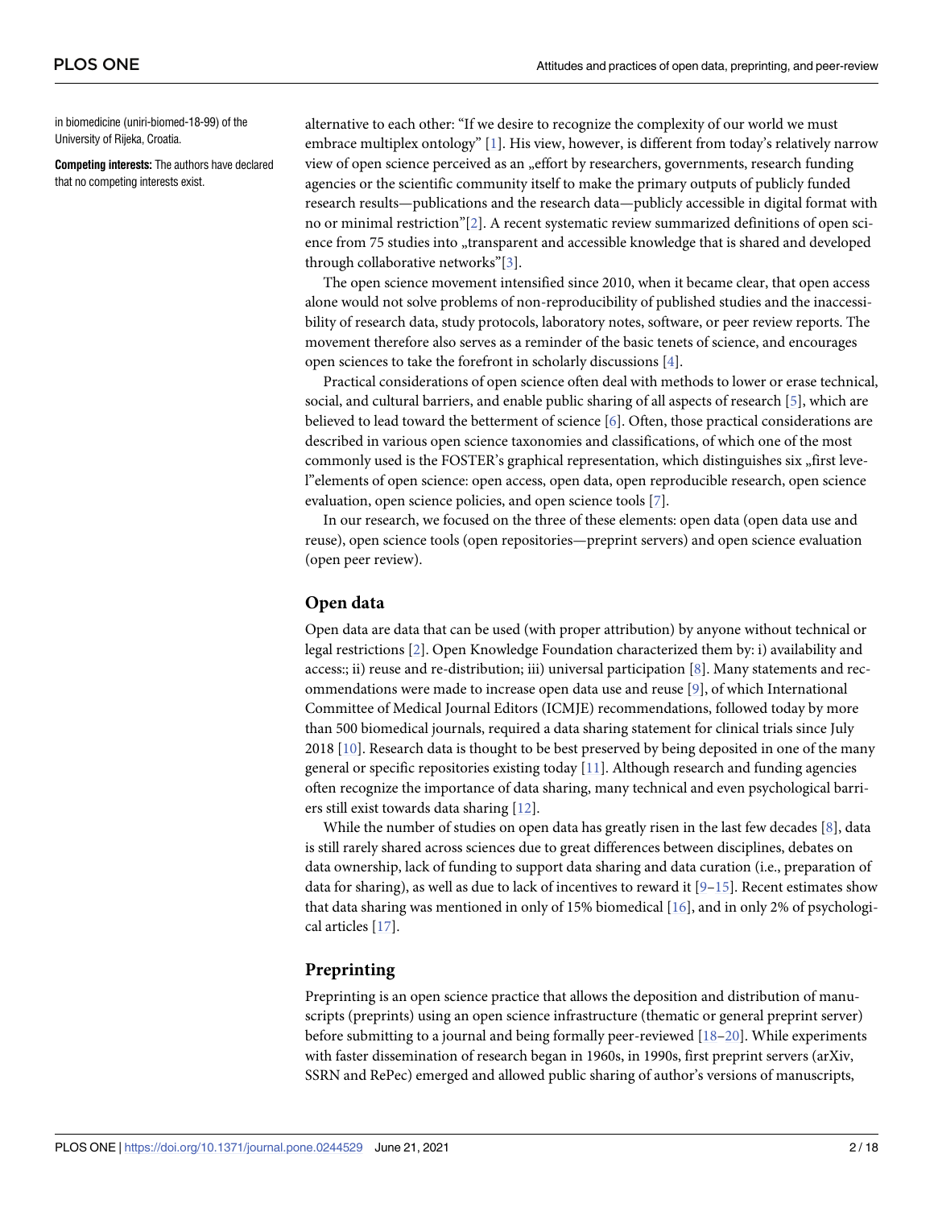in biomedicine (uniri-biomed-18-99) of the University of Rijeka, Croatia.

**Competing interests:** The authors have declared that no competing interests exist.

alternative to each other: "If we desire to recognize the complexity of our world we must embrace multiplex ontology" [1]. His view, however, is different from today's relatively narrow view of open science perceived as an „effort by researchers, governments, research funding agencies or the scientific community itself to make the primary outputs of publicly funded research results—publications and the research data—publicly accessible in digital format with no or minimal restriction"[2]. A recent systematic review summarized definitions of open science from 75 studies into „transparent and accessible knowledge that is shared and developed through collaborative networks"[3].

The open science movement intensified since 2010, when it became clear, that open access alone would not solve problems of non-reproducibility of published studies and the inaccessibility of research data, study protocols, laboratory notes, software, or peer review reports. The movement therefore also serves as a reminder of the basic tenets of science, and encourages open sciences to take the forefront in scholarly discussions [4].

Practical considerations of open science often deal with methods to lower or erase technical, social, and cultural barriers, and enable public sharing of all aspects of research [5], which are believed to lead toward the betterment of science [6]. Often, those practical considerations are described in various open science taxonomies and classifications, of which one of the most commonly used is the FOSTER's graphical representation, which distinguishes six „first level"elements of open science: open access, open data, open reproducible research, open science evaluation, open science policies, and open science tools [7].

In our research, we focused on the three of these elements: open data (open data use and reuse), open science tools (open repositories—preprint servers) and open science evaluation (open peer review).

## Open data

Open data are data that can be used (with proper attribution) by anyone without technical or legal restrictions [2]. Open Knowledge Foundation characterized them by: i) availability and access:; ii) reuse and re-distribution; iii) universal participation [8]. Many statements and recommendations were made to increase open data use and reuse [9], of which International Committee of Medical Journal Editors (ICMJE) recommendations, followed today by more than 500 biomedical journals, required a data sharing statement for clinical trials since July 2018 [10]. Research data is thought to be best preserved by being deposited in one of the many general or specific repositories existing today [11]. Although research and funding agencies often recognize the importance of data sharing, many technical and even psychological barriers still exist towards data sharing [12].

While the number of studies on open data has greatly risen in the last few decades [8], data is still rarely shared across sciences due to great differences between disciplines, debates on data ownership, lack of funding to support data sharing and data curation (i.e., preparation of data for sharing), as well as due to lack of incentives to reward it [9–15]. Recent estimates show that data sharing was mentioned in only of 15% biomedical [16], and in only 2% of psychological articles [17].

## Preprinting

Preprinting is an open science practice that allows the deposition and distribution of manuscripts (preprints) using an open science infrastructure (thematic or general preprint server) before submitting to a journal and being formally peer-reviewed [18–20]. While experiments with faster dissemination of research began in 1960s, in 1990s, first preprint servers (arXiv, SSRN and RePec) emerged and allowed public sharing of author's versions of manuscripts,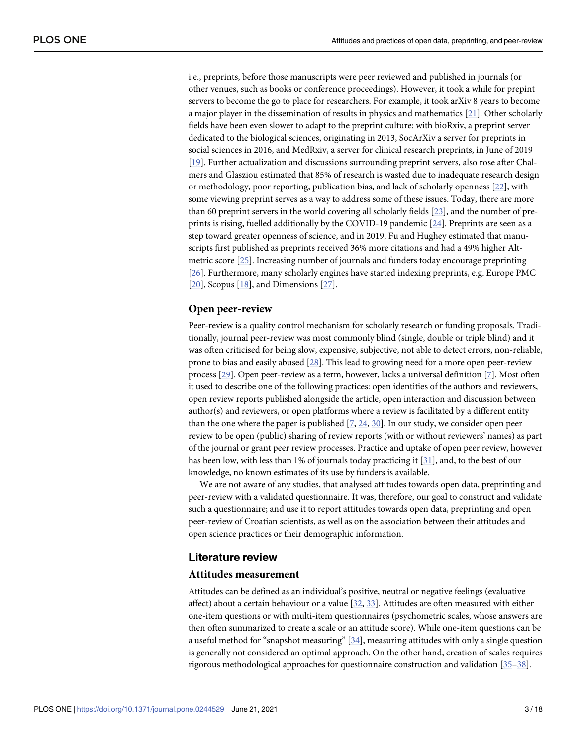i.e., preprints, before those manuscripts were peer reviewed and published in journals (or other venues, such as books or conference proceedings). However, it took a while for prepint servers to become the go to place for researchers. For example, it took arXiv 8 years to become a major player in the dissemination of results in physics and mathematics [21]. Other scholarly fields have been even slower to adapt to the preprint culture: with bioRxiv, a preprint server dedicated to the biological sciences, originating in 2013, SocArXiv a server for preprints in social sciences in 2016, and MedRxiv, a server for clinical research preprints, in June of 2019 [19]. Further actualization and discussions surrounding preprint servers, also rose after Chalmers and Glasziou estimated that 85% of research is wasted due to inadequate research design or methodology, poor reporting, publication bias, and lack of scholarly openness [22], with some viewing preprint serves as a way to address some of these issues. Today, there are more than 60 preprint servers in the world covering all scholarly fields [23], and the number of preprints is rising, fuelled additionally by the COVID-19 pandemic [24]. Preprints are seen as a step toward greater openness of science, and in 2019, Fu and Hughey estimated that manuscripts first published as preprints received 36% more citations and had a 49% higher Altmetric score [25]. Increasing number of journals and funders today encourage preprinting [26]. Furthermore, many scholarly engines have started indexing preprints, e.g. Europe PMC [20], Scopus [18], and Dimensions [27].

### Open peer-review

Peer-review is a quality control mechanism for scholarly research or funding proposals. Traditionally, journal peer-review was most commonly blind (single, double or triple blind) and it was often criticised for being slow, expensive, subjective, not able to detect errors, non-reliable, prone to bias and easily abused [28]. This lead to growing need for a more open peer-review process [29]. Open peer-review as a term, however, lacks a universal definition [7]. Most often it used to describe one of the following practices: open identities of the authors and reviewers, open review reports published alongside the article, open interaction and discussion between author(s) and reviewers, or open platforms where a review is facilitated by a different entity than the one where the paper is published [7, 24, 30]. In our study, we consider open peer review to be open (public) sharing of review reports (with or without reviewers' names) as part of the journal or grant peer review processes. Practice and uptake of open peer review, however has been low, with less than 1% of journals today practicing it [31], and, to the best of our knowledge, no known estimates of its use by funders is available.

We are not aware of any studies, that analysed attitudes towards open data, preprinting and peer-review with a validated questionnaire. It was, therefore, our goal to construct and validate such a questionnaire; and use it to report attitudes towards open data, preprinting and open peer-review of Croatian scientists, as well as on the association between their attitudes and open science practices or their demographic information.

## Literature review

### Attitudes measurement

Attitudes can be defined as an individual's positive, neutral or negative feelings (evaluative affect) about a certain behaviour or a value [32, 33]. Attitudes are often measured with either one-item questions or with multi-item questionnaires (psychometric scales, whose answers are then often summarized to create a scale or an attitude score). While one-item questions can be a useful method for "snapshot measuring" [34], measuring attitudes with only a single question is generally not considered an optimal approach. On the other hand, creation of scales requires rigorous methodological approaches for questionnaire construction and validation [35–38].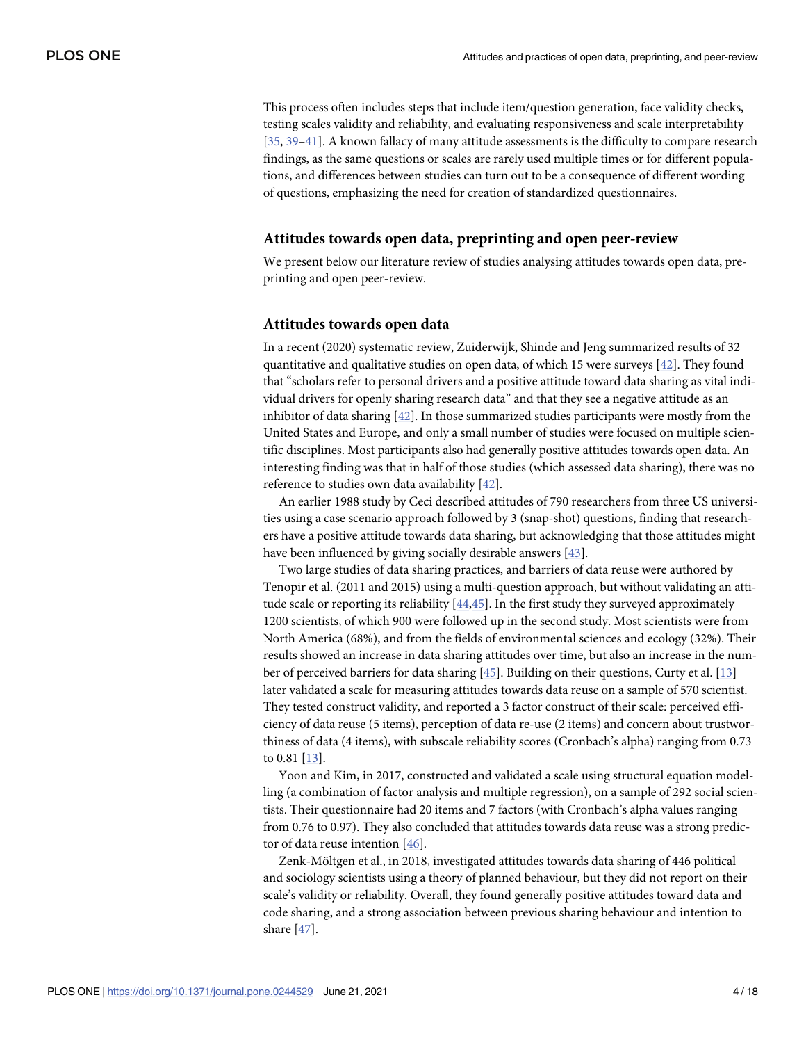This process often includes steps that include item/question generation, face validity checks, testing scales validity and reliability, and evaluating responsiveness and scale interpretability [35, 39–41]. A known fallacy of many attitude assessments is the difficulty to compare research findings, as the same questions or scales are rarely used multiple times or for different populations, and differences between studies can turn out to be a consequence of different wording of questions, emphasizing the need for creation of standardized questionnaires.

## Attitudes towards open data, preprinting and open peer-review

We present below our literature review of studies analysing attitudes towards open data, preprinting and open peer-review.

## Attitudes towards open data

In a recent (2020) systematic review, Zuiderwijk, Shinde and Jeng summarized results of 32 quantitative and qualitative studies on open data, of which 15 were surveys [42]. They found that "scholars refer to personal drivers and a positive attitude toward data sharing as vital individual drivers for openly sharing research data" and that they see a negative attitude as an inhibitor of data sharing [42]. In those summarized studies participants were mostly from the United States and Europe, and only a small number of studies were focused on multiple scientific disciplines. Most participants also had generally positive attitudes towards open data. An interesting finding was that in half of those studies (which assessed data sharing), there was no reference to studies own data availability [42].

An earlier 1988 study by Ceci described attitudes of 790 researchers from three US universities using a case scenario approach followed by 3 (snap-shot) questions, finding that researchers have a positive attitude towards data sharing, but acknowledging that those attitudes might have been influenced by giving socially desirable answers [43].

Two large studies of data sharing practices, and barriers of data reuse were authored by Tenopir et al. (2011 and 2015) using a multi-question approach, but without validating an attitude scale or reporting its reliability [44,45]. In the first study they surveyed approximately 1200 scientists, of which 900 were followed up in the second study. Most scientists were from North America (68%), and from the fields of environmental sciences and ecology (32%). Their results showed an increase in data sharing attitudes over time, but also an increase in the number of perceived barriers for data sharing [45]. Building on their questions, Curty et al. [13] later validated a scale for measuring attitudes towards data reuse on a sample of 570 scientist. They tested construct validity, and reported a 3 factor construct of their scale: perceived efficiency of data reuse (5 items), perception of data re-use (2 items) and concern about trustworthiness of data (4 items), with subscale reliability scores (Cronbach's alpha) ranging from 0.73 to 0.81 [13].

Yoon and Kim, in 2017, constructed and validated a scale using structural equation modelling (a combination of factor analysis and multiple regression), on a sample of 292 social scientists. Their questionnaire had 20 items and 7 factors (with Cronbach's alpha values ranging from 0.76 to 0.97). They also concluded that attitudes towards data reuse was a strong predictor of data reuse intention [46].

Zenk-Möltgen et al., in 2018, investigated attitudes towards data sharing of 446 political and sociology scientists using a theory of planned behaviour, but they did not report on their scale's validity or reliability. Overall, they found generally positive attitudes toward data and code sharing, and a strong association between previous sharing behaviour and intention to share [47].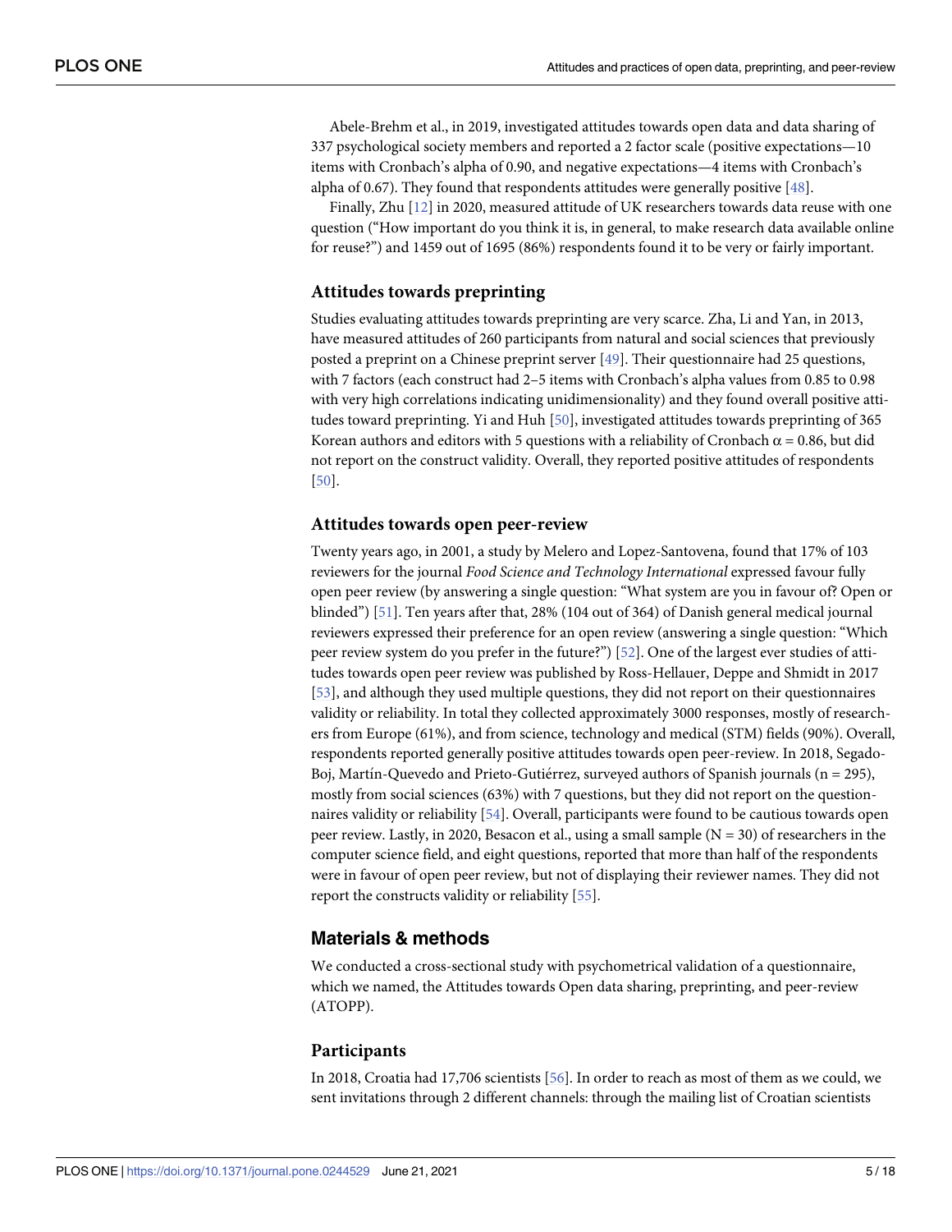Abele-Brehm et al., in 2019, investigated attitudes towards open data and data sharing of 337 psychological society members and reported a 2 factor scale (positive expectations—10 items with Cronbach's alpha of 0.90, and negative expectations—4 items with Cronbach's alpha of 0.67). They found that respondents attitudes were generally positive [48].

Finally, Zhu [12] in 2020, measured attitude of UK researchers towards data reuse with one question ("How important do you think it is, in general, to make research data available online for reuse?") and 1459 out of 1695 (86%) respondents found it to be very or fairly important.

### Attitudes towards preprinting

Studies evaluating attitudes towards preprinting are very scarce. Zha, Li and Yan, in 2013, have measured attitudes of 260 participants from natural and social sciences that previously posted a preprint on a Chinese preprint server [49]. Their questionnaire had 25 questions, with 7 factors (each construct had 2–5 items with Cronbach's alpha values from 0.85 to 0.98 with very high correlations indicating unidimensionality) and they found overall positive attitudes toward preprinting. Yi and Huh [50], investigated attitudes towards preprinting of 365 Korean authors and editors with 5 questions with a reliability of Cronbach $\alpha = 0.86$, but did not report on the construct validity. Overall, they reported positive attitudes of respondents [50].

### Attitudes towards open peer-review

Twenty years ago, in 2001, a study by Melero and Lopez-Santovena, found that 17% of 103 reviewers for the journal *Food Science and Technology International* expressed favour fully open peer review (by answering a single question: "What system are you in favour of? Open or blinded") [51]. Ten years after that, 28% (104 out of 364) of Danish general medical journal reviewers expressed their preference for an open review (answering a single question: "Which peer review system do you prefer in the future?") [52]. One of the largest ever studies of attitudes towards open peer review was published by Ross-Hellauer, Deppe and Shmidt in 2017 [53], and although they used multiple questions, they did not report on their questionnaires validity or reliability. In total they collected approximately 3000 responses, mostly of researchers from Europe (61%), and from science, technology and medical (STM) fields (90%). Overall, respondents reported generally positive attitudes towards open peer-review. In 2018, Segado-Boj, Martín-Quevedo and Prieto-Gutiérrez, surveyed authors of Spanish journals (n = 295), mostly from social sciences (63%) with 7 questions, but they did not report on the questionnaires validity or reliability [54]. Overall, participants were found to be cautious towards open peer review. Lastly, in 2020, Besacon et al., using a small sample (N = 30) of researchers in the computer science field, and eight questions, reported that more than half of the respondents were in favour of open peer review, but not of displaying their reviewer names. They did not report the constructs validity or reliability [55].

## Materials & methods

We conducted a cross-sectional study with psychometrical validation of a questionnaire, which we named, the Attitudes towards Open data sharing, preprinting, and peer-review (ATOPP).

### Participants

In 2018, Croatia had 17,706 scientists [56]. In order to reach as most of them as we could, we sent invitations through 2 different channels: through the mailing list of Croatian scientists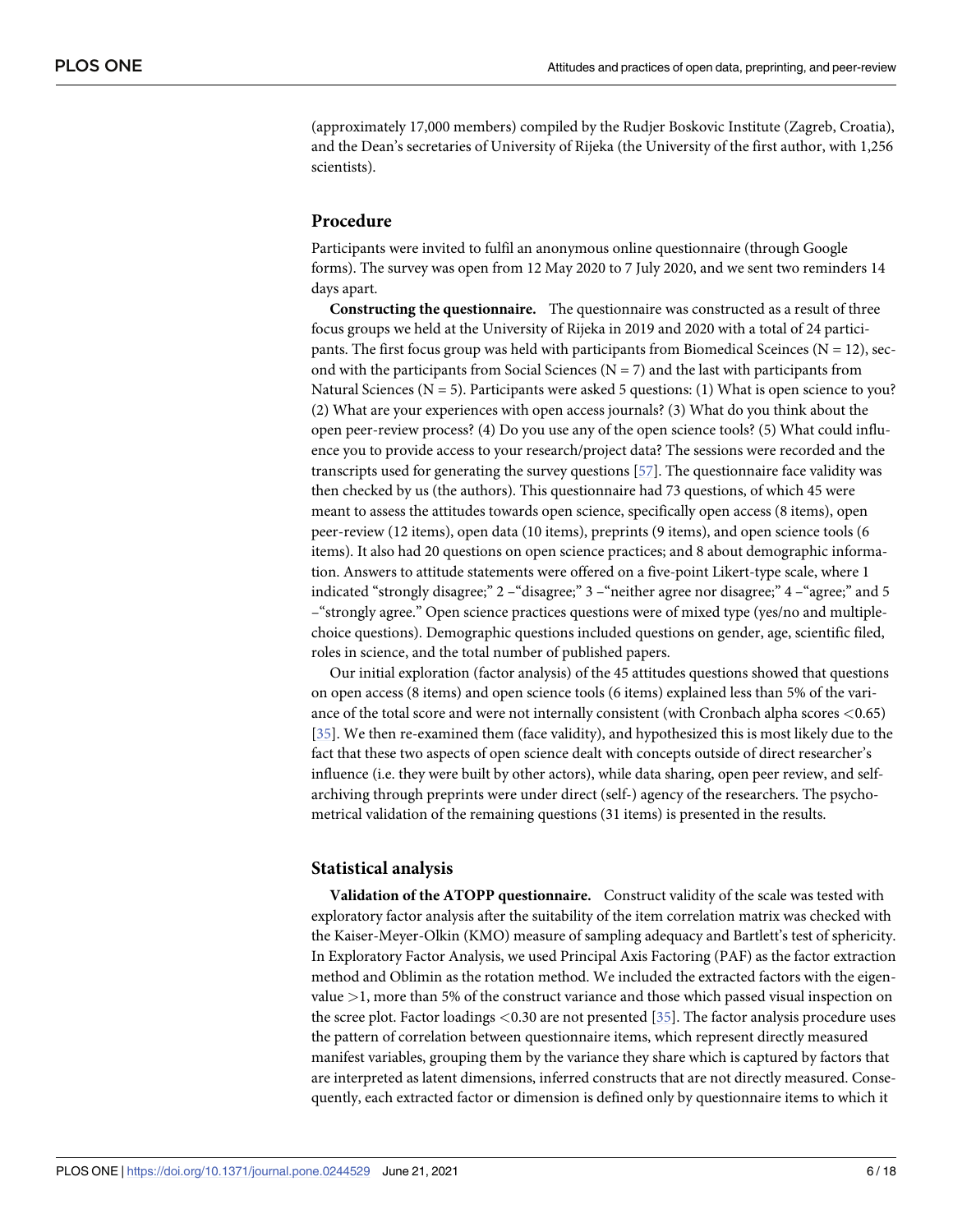(approximately 17,000 members) compiled by the Rudjer Boskovic Institute (Zagreb, Croatia), and the Dean's secretaries of University of Rijeka (the University of the first author, with 1,256 scientists).

## Procedure

Participants were invited to fulfil an anonymous online questionnaire (through Google forms). The survey was open from 12 May 2020 to 7 July 2020, and we sent two reminders 14 days apart.

**Constructing the questionnaire.** The questionnaire was constructed as a result of three focus groups we held at the University of Rijeka in 2019 and 2020 with a total of 24 participants. The first focus group was held with participants from Biomedical Sceinces (N = 12), second with the participants from Social Sciences (N = 7) and the last with participants from Natural Sciences (N = 5). Participants were asked 5 questions: (1) What is open science to you? (2) What are your experiences with open access journals? (3) What do you think about the open peer-review process? (4) Do you use any of the open science tools? (5) What could influence you to provide access to your research/project data? The sessions were recorded and the transcripts used for generating the survey questions [57]. The questionnaire face validity was then checked by us (the authors). This questionnaire had 73 questions, of which 45 were meant to assess the attitudes towards open science, specifically open access (8 items), open peer-review (12 items), open data (10 items), preprints (9 items), and open science tools (6 items). It also had 20 questions on open science practices; and 8 about demographic information. Answers to attitude statements were offered on a five-point Likert-type scale, where 1 indicated "strongly disagree;" 2 –"disagree;" 3 –"neither agree nor disagree;" 4 –"agree;" and 5 –"strongly agree." Open science practices questions were of mixed type (yes/no and multiple-choice questions). Demographic questions included questions on gender, age, scientific filed, roles in science, and the total number of published papers.

Our initial exploration (factor analysis) of the 45 attitudes questions showed that questions on open access (8 items) and open science tools (6 items) explained less than 5% of the variance of the total score and were not internally consistent (with Cronbach alpha scores <0.65) [35]. We then re-examined them (face validity), and hypothesized this is most likely due to the fact that these two aspects of open science dealt with concepts outside of direct researcher's influence (i.e. they were built by other actors), while data sharing, open peer review, and self-archiving through preprints were under direct (self-) agency of the researchers. The psychometrical validation of the remaining questions (31 items) is presented in the results.

## Statistical analysis

**Validation of the ATOPP questionnaire.** Construct validity of the scale was tested with exploratory factor analysis after the suitability of the item correlation matrix was checked with the Kaiser-Meyer-Olkin (KMO) measure of sampling adequacy and Bartlett's test of sphericity. In Exploratory Factor Analysis, we used Principal Axis Factoring (PAF) as the factor extraction method and Oblimin as the rotation method. We included the extracted factors with the eigenvalue >1, more than 5% of the construct variance and those which passed visual inspection on the scree plot. Factor loadings <0.30 are not presented [35]. The factor analysis procedure uses the pattern of correlation between questionnaire items, which represent directly measured manifest variables, grouping them by the variance they share which is captured by factors that are interpreted as latent dimensions, inferred constructs that are not directly measured. Consequently, each extracted factor or dimension is defined only by questionnaire items to which it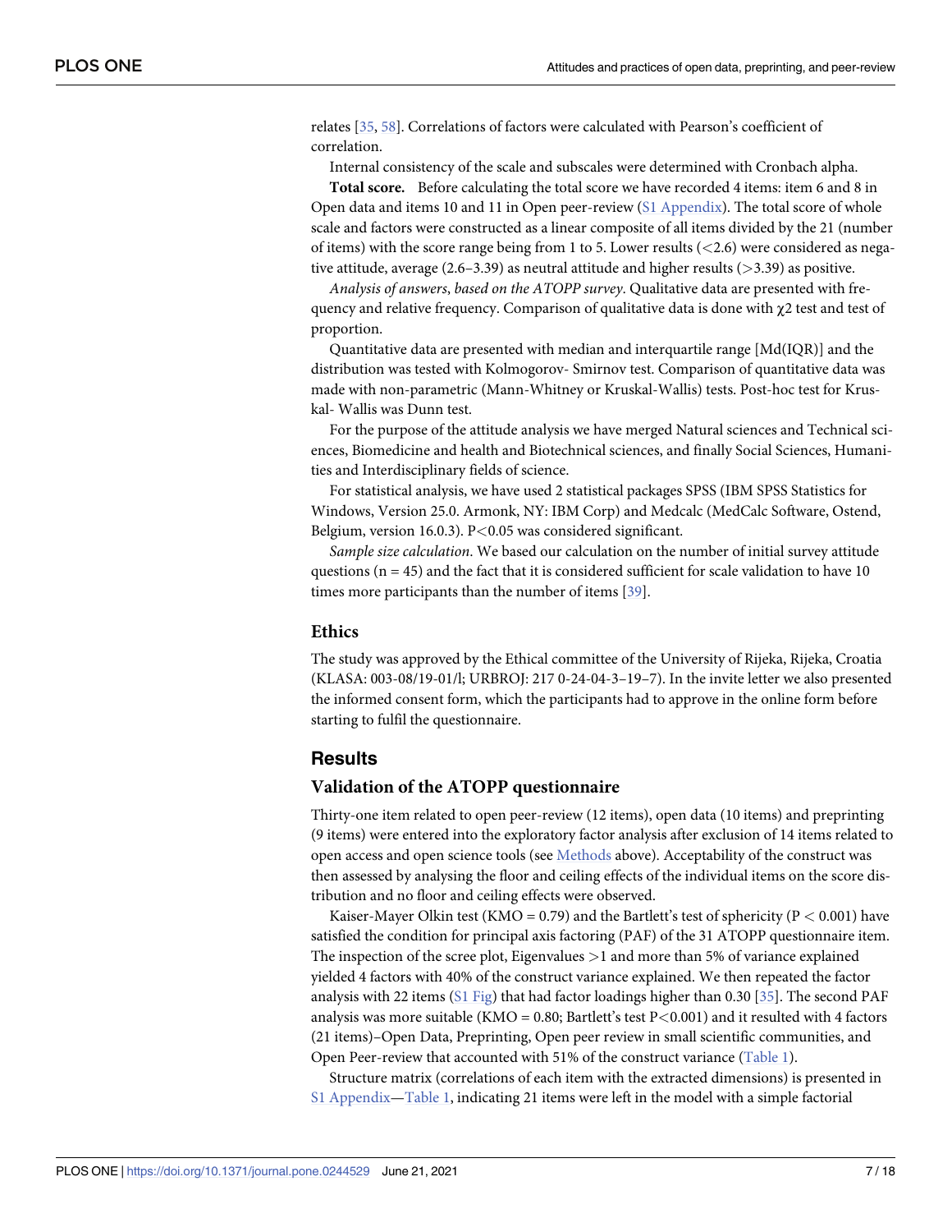relates [35, 58]. Correlations of factors were calculated with Pearson's coefficient of correlation.

Internal consistency of the scale and subscales were determined with Cronbach alpha.

**Total score.** Before calculating the total score we have recorded 4 items: item 6 and 8 in Open data and items 10 and 11 in Open peer-review (S1 Appendix). The total score of whole scale and factors were constructed as a linear composite of all items divided by the 21 (number of items) with the score range being from 1 to 5. Lower results (<2.6) were considered as negative attitude, average (2.6–3.39) as neutral attitude and higher results (>3.39) as positive.

*Analysis of answers, based on the ATOPP survey*. Qualitative data are presented with frequency and relative frequency. Comparison of qualitative data is done with $\chi 2$ test and test of proportion.

Quantitative data are presented with median and interquartile range [Md(IQR)] and the distribution was tested with Kolmogorov- Smirnov test. Comparison of quantitative data was made with non-parametric (Mann-Whitney or Kruskal-Wallis) tests. Post-hoc test for Kruskal- Wallis was Dunn test.

For the purpose of the attitude analysis we have merged Natural sciences and Technical sciences, Biomedicine and health and Biotechnical sciences, and finally Social Sciences, Humanities and Interdisciplinary fields of science.

For statistical analysis, we have used 2 statistical packages SPSS (IBM SPSS Statistics for Windows, Version 25.0. Armonk, NY: IBM Corp) and Medcalc (MedCalc Software, Ostend, Belgium, version 16.0.3). $P<0.05$ was considered significant.

*Sample size calculation*. We based our calculation on the number of initial survey attitude questions (n = 45) and the fact that it is considered sufficient for scale validation to have 10 times more participants than the number of items [39].

## Ethics

The study was approved by the Ethical committee of the University of Rijeka, Rijeka, Croatia (KLASA: 003-08/19-01/l; URBROJ: 217 0-24-04-3–19–7). In the invite letter we also presented the informed consent form, which the participants had to approve in the online form before starting to fulfil the questionnaire.

# Results

## Validation of the ATOPP questionnaire

Thirty-one item related to open peer-review (12 items), open data (10 items) and preprinting (9 items) were entered into the exploratory factor analysis after exclusion of 14 items related to open access and open science tools (see Methods above). Acceptability of the construct was then assessed by analysing the floor and ceiling effects of the individual items on the score distribution and no floor and ceiling effects were observed.

Kaiser-Mayer Olkin test (KMO = 0.79) and the Bartlett's test of sphericity ($P < 0.001$) have satisfied the condition for principal axis factoring (PAF) of the 31 ATOPP questionnaire item. The inspection of the scree plot, Eigenvalues >1 and more than 5% of variance explained yielded 4 factors with 40% of the construct variance explained. We then repeated the factor analysis with 22 items (S1 Fig) that had factor loadings higher than 0.30 [35]. The second PAF analysis was more suitable (KMO = 0.80; Bartlett's test $P<0.001$) and it resulted with 4 factors (21 items)–Open Data, Preprinting, Open peer review in small scientific communities, and Open Peer-review that accounted with 51% of the construct variance (Table 1).

Structure matrix (correlations of each item with the extracted dimensions) is presented in S1 Appendix—Table 1, indicating 21 items were left in the model with a simple factorial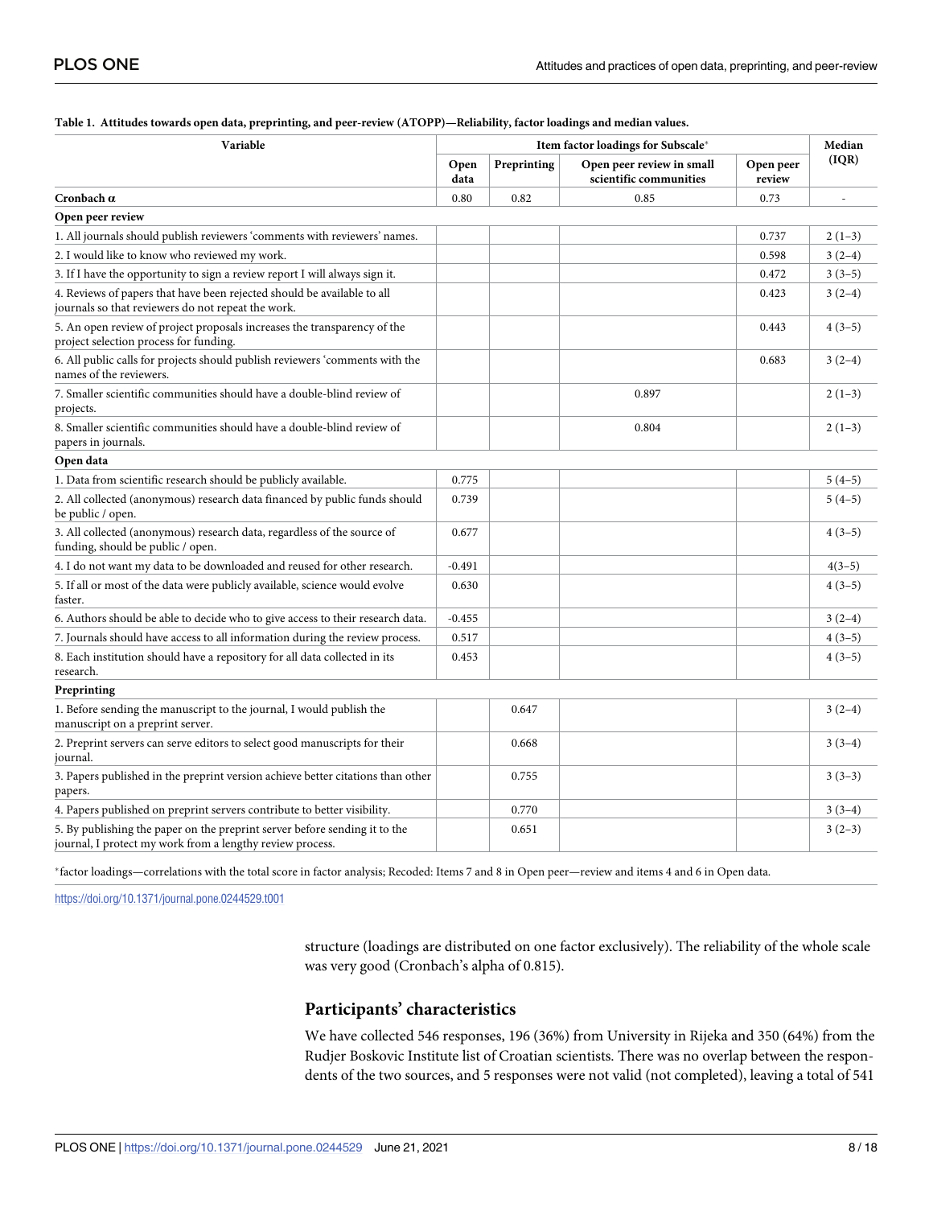**Table 1. Attitudes towards open data, preprinting, and peer-review (ATOPP)—Reliability, factor loadings and median values.**

| Variable | Item factor loadings for Subscale* | | | | Median (IQR) |
|---|---|---|---|---|---|
| | Open data | Preprinting | Open peer review in small scientific communities | Open peer review | |
| **Cronbach α** | 0.80 | 0.82 | 0.85 | 0.73 | - |
| **Open peer review** | | | | | |
| 1. All journals should publish reviewers 'comments with reviewers' names. | | | | 0.737 | 2 (1–3) |
| 2. I would like to know who reviewed my work. | | | | 0.598 | 3 (2–4) |
| 3. If I have the opportunity to sign a review report I will always sign it. | | | | 0.472 | 3 (3–5) |
| 4. Reviews of papers that have been rejected should be available to all journals so that reviewers do not repeat the work. | | | | 0.423 | 3 (2–4) |
| 5. An open review of project proposals increases the transparency of the project selection process for funding. | | | | 0.443 | 4 (3–5) |
| 6. All public calls for projects should publish reviewers 'comments with the names of the reviewers. | | | | 0.683 | 3 (2–4) |
| 7. Smaller scientific communities should have a double-blind review of projects. | | | 0.897 | | 2 (1–3) |
| 8. Smaller scientific communities should have a double-blind review of papers in journals. | | | 0.804 | | 2 (1–3) |
| **Open data** | | | | | |
| 1. Data from scientific research should be publicly available. | 0.775 | | | | 5 (4–5) |
| 2. All collected (anonymous) research data financed by public funds should be public / open. | 0.739 | | | | 5 (4–5) |
| 3. All collected (anonymous) research data, regardless of the source of funding, should be public / open. | 0.677 | | | | 4 (3–5) |
| 4. I do not want my data to be downloaded and reused for other research. | -0.491 | | | | 4(3–5) |
| 5. If all or most of the data were publicly available, science would evolve faster. | 0.630 | | | | 4 (3–5) |
| 6. Authors should be able to decide who to give access to their research data. | -0.455 | | | | 3 (2–4) |
| 7. Journals should have access to all information during the review process. | 0.517 | | | | 4 (3–5) |
| 8. Each institution should have a repository for all data collected in its research. | 0.453 | | | | 4 (3–5) |
| **Preprinting** | | | | | |
| 1. Before sending the manuscript to the journal, I would publish the manuscript on a preprint server. | | 0.647 | | | 3 (2–4) |
| 2. Preprint servers can serve editors to select good manuscripts for their journal. | | 0.668 | | | 3 (3–4) |
| 3. Papers published in the preprint version achieve better citations than other papers. | | 0.755 | | | 3 (3–3) |
| 4. Papers published on preprint servers contribute to better visibility. | | 0.770 | | | 3 (3–4) |
| 5. By publishing the paper on the preprint server before sending it to the journal, I protect my work from a lengthy review process. | | 0.651 | | | 3 (2–3) |

*factor loadings—correlations with the total score in factor analysis; Recoded: Items 7 and 8 in Open peer—review and items 4 and 6 in Open data.

https://doi.org/10.1371/journal.pone.0244529.t001

structure (loadings are distributed on one factor exclusively). The reliability of the whole scale was very good (Cronbach's alpha of 0.815).

## Participants' characteristics

We have collected 546 responses, 196 (36%) from University in Rijeka and 350 (64%) from the Rudjer Boskovic Institute list of Croatian scientists. There was no overlap between the respondents of the two sources, and 5 responses were not valid (not completed), leaving a total of 541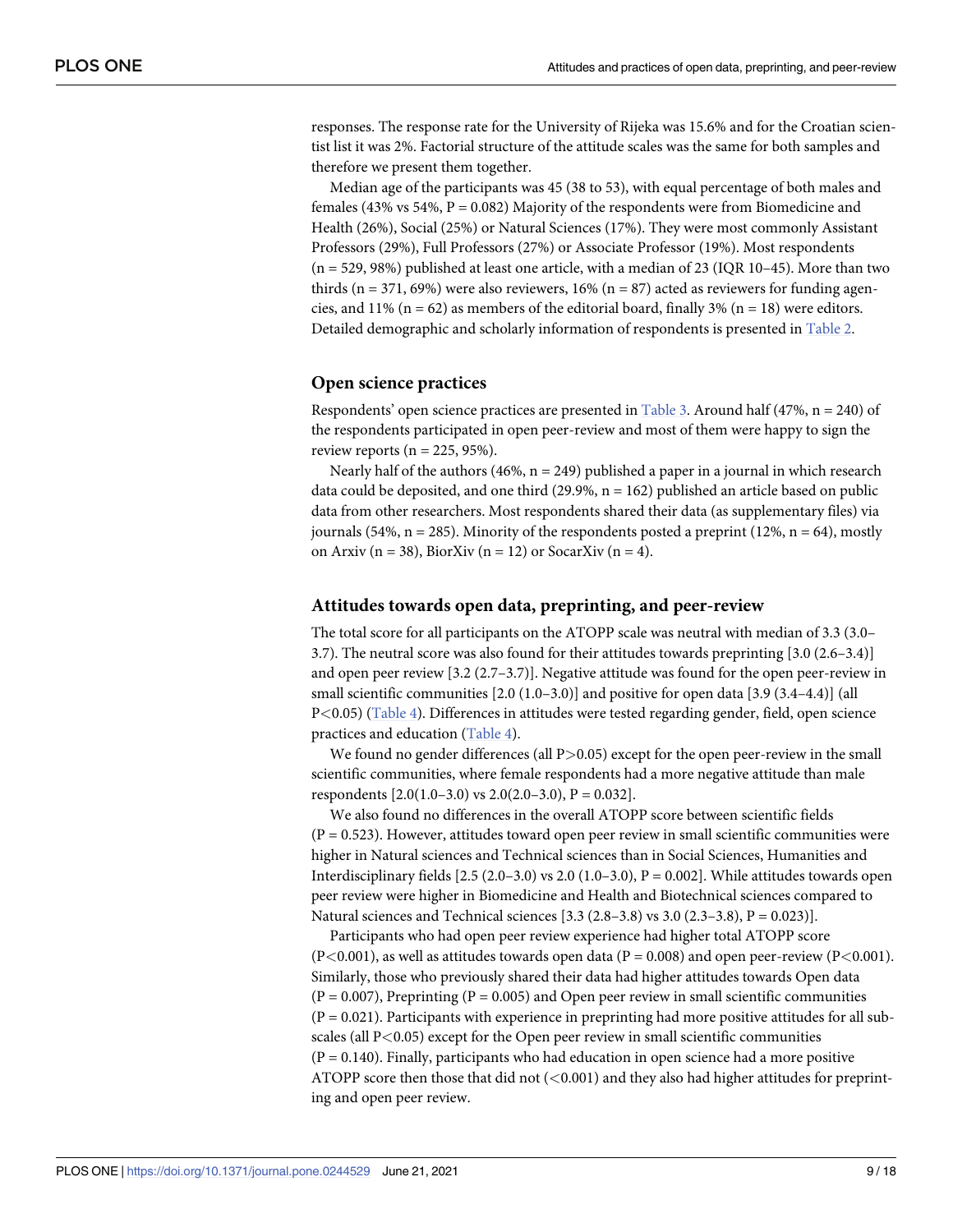responses. The response rate for the University of Rijeka was 15.6% and for the Croatian scientist list it was 2%. Factorial structure of the attitude scales was the same for both samples and therefore we present them together.

Median age of the participants was 45 (38 to 53), with equal percentage of both males and females (43% vs 54%, $P = 0.082$) Majority of the respondents were from Biomedicine and Health (26%), Social (25%) or Natural Sciences (17%). They were most commonly Assistant Professors (29%), Full Professors (27%) or Associate Professor (19%). Most respondents (n = 529, 98%) published at least one article, with a median of 23 (IQR 10–45). More than two thirds (n = 371, 69%) were also reviewers, 16% (n = 87) acted as reviewers for funding agencies, and 11% (n = 62) as members of the editorial board, finally 3% (n = 18) were editors. Detailed demographic and scholarly information of respondents is presented in Table 2.

## Open science practices

Respondents' open science practices are presented in Table 3. Around half (47%, n = 240) of the respondents participated in open peer-review and most of them were happy to sign the review reports (n = 225, 95%).

Nearly half of the authors (46%, n = 249) published a paper in a journal in which research data could be deposited, and one third (29.9%, n = 162) published an article based on public data from other researchers. Most respondents shared their data (as supplementary files) via journals (54%, n = 285). Minority of the respondents posted a preprint (12%, n = 64), mostly on Arxiv (n = 38), BiorXiv (n = 12) or SocarXiv (n = 4).

## Attitudes towards open data, preprinting, and peer-review

The total score for all participants on the ATOPP scale was neutral with median of 3.3 (3.0–3.7). The neutral score was also found for their attitudes towards preprinting [3.0 (2.6–3.4)] and open peer review [3.2 (2.7–3.7)]. Negative attitude was found for the open peer-review in small scientific communities [2.0 (1.0–3.0)] and positive for open data [3.9 (3.4–4.4)] (all $P<0.05$) (Table 4). Differences in attitudes were tested regarding gender, field, open science practices and education (Table 4).

We found no gender differences (all $P>0.05$) except for the open peer-review in the small scientific communities, where female respondents had a more negative attitude than male respondents [2.0(1.0–3.0) vs 2.0(2.0–3.0), $P = 0.032$].

We also found no differences in the overall ATOPP score between scientific fields ($P = 0.523$). However, attitudes toward open peer review in small scientific communities were higher in Natural sciences and Technical sciences than in Social Sciences, Humanities and Interdisciplinary fields [2.5 (2.0–3.0) vs 2.0 (1.0–3.0), $P = 0.002$]. While attitudes towards open peer review were higher in Biomedicine and Health and Biotechnical sciences compared to Natural sciences and Technical sciences [3.3 (2.8–3.8) vs 3.0 (2.3–3.8), $P = 0.023$)].

Participants who had open peer review experience had higher total ATOPP score ($P<0.001$), as well as attitudes towards open data ($P = 0.008$) and open peer-review ($P<0.001$). Similarly, those who previously shared their data had higher attitudes towards Open data ($P = 0.007$), Preprinting ($P = 0.005$) and Open peer review in small scientific communities ($P = 0.021$). Participants with experience in preprinting had more positive attitudes for all subscales (all $P<0.05$) except for the Open peer review in small scientific communities ($P = 0.140$). Finally, participants who had education in open science had a more positive ATOPP score then those that did not ($<0.001$) and they also had higher attitudes for preprinting and open peer review.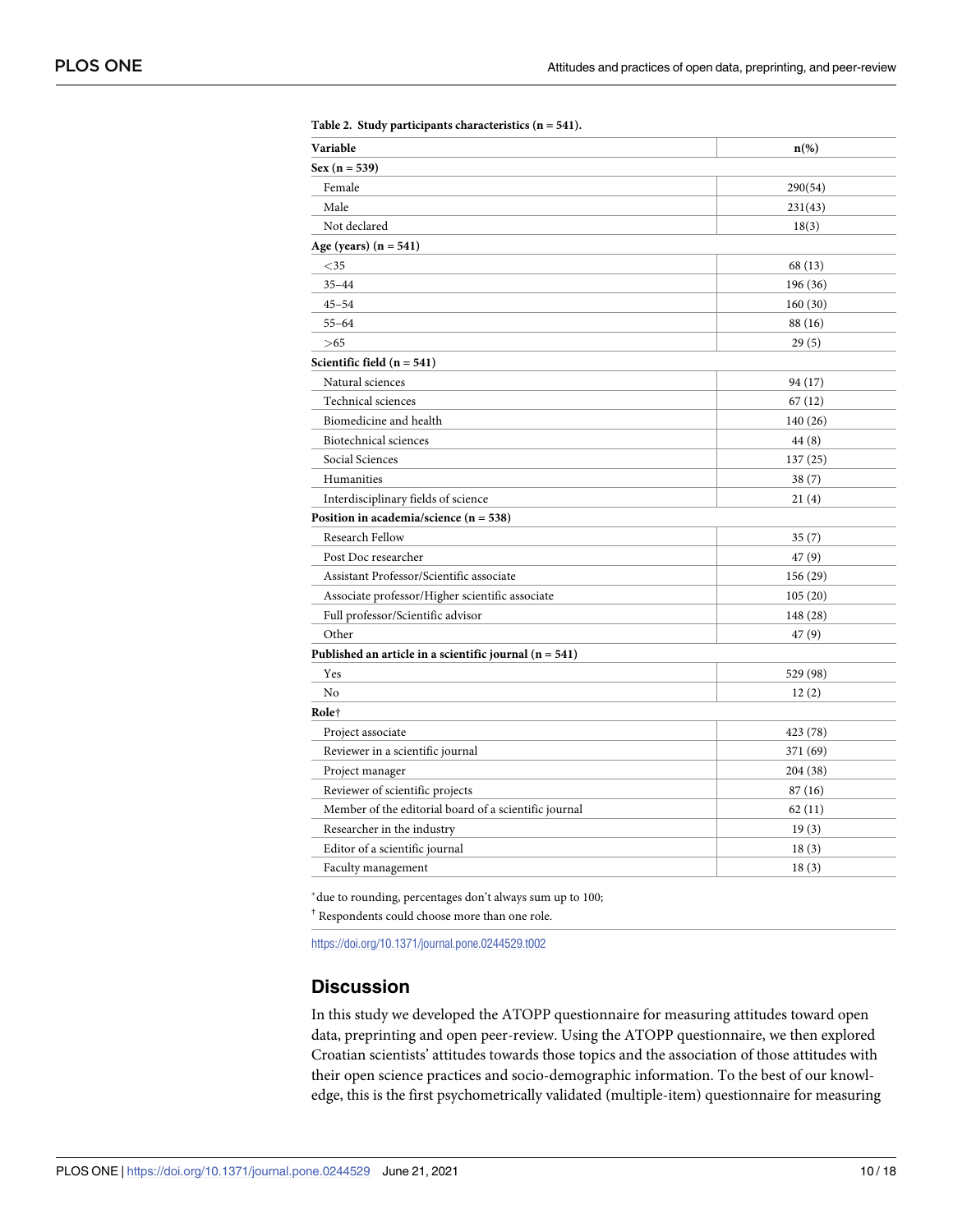**Table 2. Study participants characteristics (n = 541).**

| Variable | n(%) |
|---|---|
| **Sex (n = 539)** | |
| Female | 290(54) |
| Male | 231(43) |
| Not declared | 18(3) |
| **Age (years) (n = 541)** | |
| <35 | 68 (13) |
| 35–44 | 196 (36) |
| 45–54 | 160 (30) |
| 55–64 | 88 (16) |
| >65 | 29 (5) |
| **Scientific field (n = 541)** | |
| Natural sciences | 94 (17) |
| Technical sciences | 67 (12) |
| Biomedicine and health | 140 (26) |
| Biotechnical sciences | 44 (8) |
| Social Sciences | 137 (25) |
| Humanities | 38 (7) |
| Interdisciplinary fields of science | 21 (4) |
| **Position in academia/science (n = 538)** | |
| Research Fellow | 35 (7) |
| Post Doc researcher | 47 (9) |
| Assistant Professor/Scientific associate | 156 (29) |
| Associate professor/Higher scientific associate | 105 (20) |
| Full professor/Scientific advisor | 148 (28) |
| Other | 47 (9) |
| **Published an article in a scientific journal (n = 541)** | |
| Yes | 529 (98) |
| No | 12 (2) |
| **Role†** | |
| Project associate | 423 (78) |
| Reviewer in a scientific journal | 371 (69) |
| Project manager | 204 (38) |
| Reviewer of scientific projects | 87 (16) |
| Member of the editorial board of a scientific journal | 62 (11) |
| Researcher in the industry | 19 (3) |
| Editor of a scientific journal | 18 (3) |
| Faculty management | 18 (3) |

*due to rounding, percentages don't always sum up to 100;

† Respondents could choose more than one role.

https://doi.org/10.1371/journal.pone.0244529.t002

## Discussion

In this study we developed the ATOPP questionnaire for measuring attitudes toward open data, preprinting and open peer-review. Using the ATOPP questionnaire, we then explored Croatian scientists' attitudes towards those topics and the association of those attitudes with their open science practices and socio-demographic information. To the best of our knowledge, this is the first psychometrically validated (multiple-item) questionnaire for measuring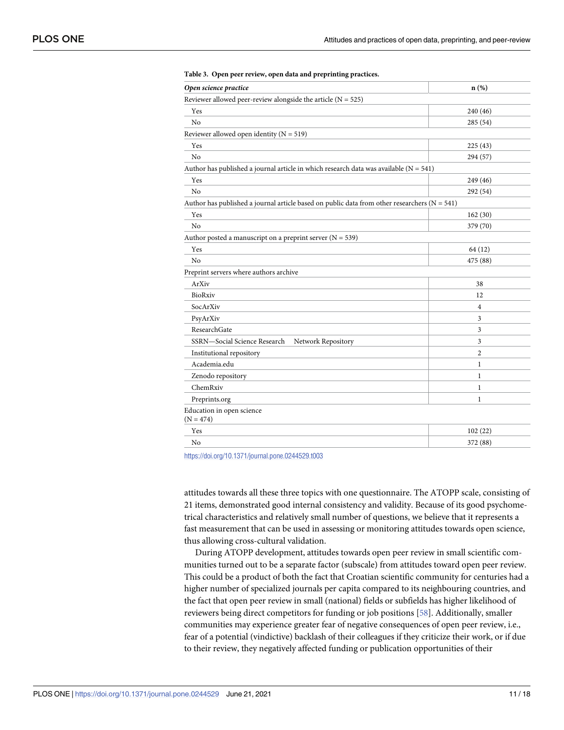**Table 3. Open peer review, open data and preprinting practices.**

| *Open science practice* | n (%) |
|---|---|
| Reviewer allowed peer-review alongside the article (N = 525) | |
| Yes | 240 (46) |
| No | 285 (54) |
| Reviewer allowed open identity (N = 519) | |
| Yes | 225 (43) |
| No | 294 (57) |
| Author has published a journal article in which research data was available (N = 541) | |
| Yes | 249 (46) |
| No | 292 (54) |
| Author has published a journal article based on public data from other researchers (N = 541) | |
| Yes | 162 (30) |
| No | 379 (70) |
| Author posted a manuscript on a preprint server (N = 539) | |
| Yes | 64 (12) |
| No | 475 (88) |
| Preprint servers where authors archive | |
| ArXiv | 38 |
| BioRxiv | 12 |
| SocArXiv | 4 |
| PsyArXiv | 3 |
| ResearchGate | 3 |
| SSRN—Social Science Research Network Repository | 3 |
| Institutional repository | 2 |
| Academia.edu | 1 |
| Zenodo repository | 1 |
| ChemRxiv | 1 |
| Preprints.org | 1 |
| Education in open science (N = 474) | |
| Yes | 102 (22) |
| No | 372 (88) |

https://doi.org/10.1371/journal.pone.0244529.t003

attitudes towards all these three topics with one questionnaire. The ATOPP scale, consisting of 21 items, demonstrated good internal consistency and validity. Because of its good psychometrical characteristics and relatively small number of questions, we believe that it represents a fast measurement that can be used in assessing or monitoring attitudes towards open science, thus allowing cross-cultural validation.

During ATOPP development, attitudes towards open peer review in small scientific communities turned out to be a separate factor (subscale) from attitudes toward open peer review. This could be a product of both the fact that Croatian scientific community for centuries had a higher number of specialized journals per capita compared to its neighbouring countries, and the fact that open peer review in small (national) fields or subfields has higher likelihood of reviewers being direct competitors for funding or job positions [58]. Additionally, smaller communities may experience greater fear of negative consequences of open peer review, i.e., fear of a potential (vindictive) backlash of their colleagues if they criticize their work, or if due to their review, they negatively affected funding or publication opportunities of their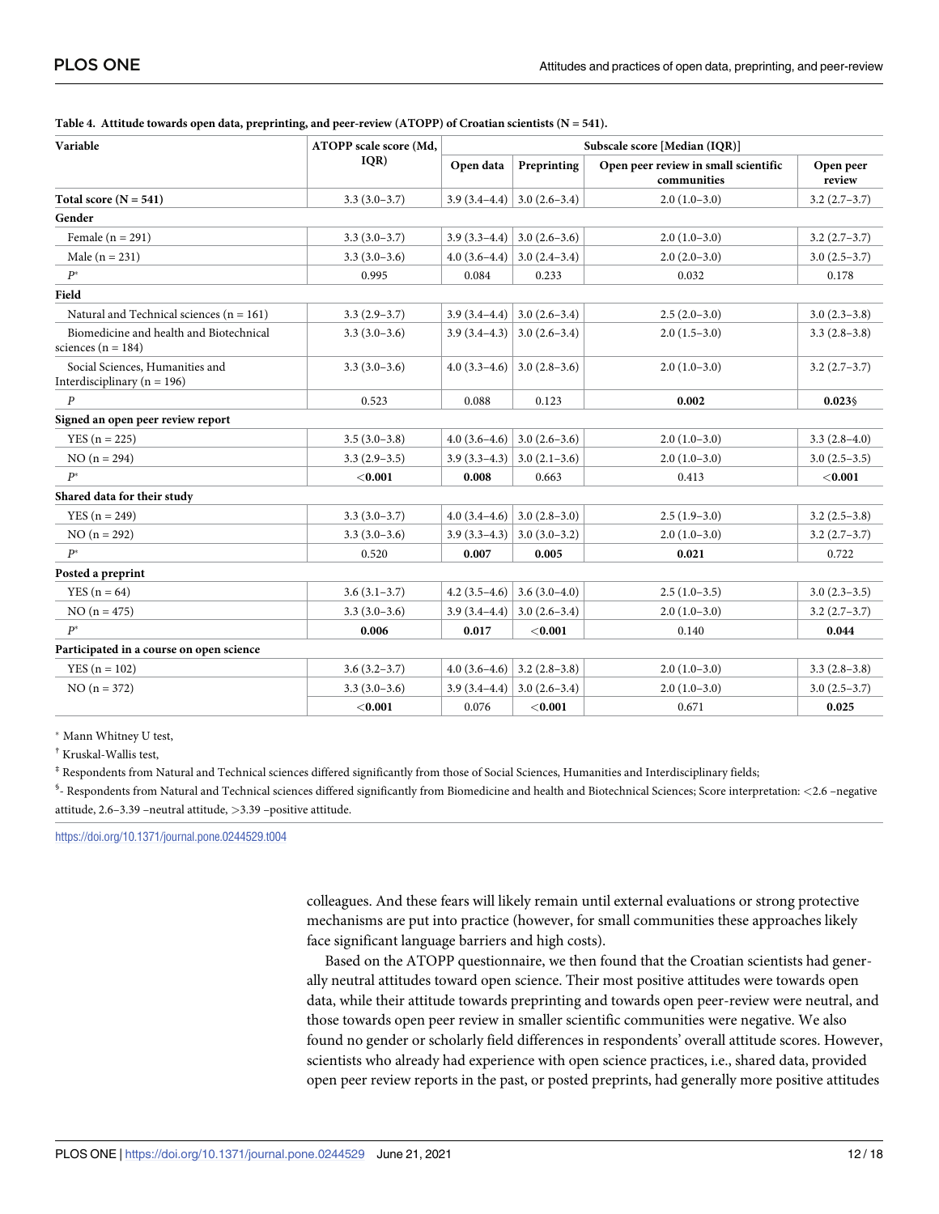**Table 4. Attitude towards open data, preprinting, and peer-review (ATOPP) of Croatian scientists (N = 541).**

| Variable | ATOPP scale score (Md, IQR) | Subscale score [Median (IQR)] | | | |
|---|---|---|---|---|---|
| | | Open data | Preprinting | Open peer review in small scientific communities | Open peer review |
| **Total score (N = 541)** | 3.3 (3.0–3.7) | 3.9 (3.4–4.4) | 3.0 (2.6–3.4) | 2.0 (1.0–3.0) | 3.2 (2.7–3.7) |
| **Gender** | | | | | |
| Female (n = 291) | 3.3 (3.0–3.7) | 3.9 (3.3–4.4) | 3.0 (2.6–3.6) | 2.0 (1.0–3.0) | 3.2 (2.7–3.7) |
| Male (n = 231) | 3.3 (3.0–3.6) | 4.0 (3.6–4.4) | 3.0 (2.4–3.4) | 2.0 (2.0–3.0) | 3.0 (2.5–3.7) |
| $P^*$ | 0.995 | 0.084 | 0.233 | 0.032 | 0.178 |
| **Field** | | | | | |
| Natural and Technical sciences (n = 161) | 3.3 (2.9–3.7) | 3.9 (3.4–4.4) | 3.0 (2.6–3.4) | 2.5 (2.0–3.0) | 3.0 (2.3–3.8) |
| Biomedicine and health and Biotechnical sciences (n = 184) | 3.3 (3.0–3.6) | 3.9 (3.4–4.3) | 3.0 (2.6–3.4) | 2.0 (1.5–3.0) | 3.3 (2.8–3.8) |
| Social Sciences, Humanities and Interdisciplinary (n = 196) | 3.3 (3.0–3.6) | 4.0 (3.3–4.6) | 3.0 (2.8–3.6) | 2.0 (1.0–3.0) | 3.2 (2.7–3.7) |
| $P$ | 0.523 | 0.088 | 0.123 | **0.002** | **0.023§** |
| **Signed an open peer review report** | | | | | |
| YES (n = 225) | 3.5 (3.0–3.8) | 4.0 (3.6–4.6) | 3.0 (2.6–3.6) | 2.0 (1.0–3.0) | 3.3 (2.8–4.0) |
| NO (n = 294) | 3.3 (2.9–3.5) | 3.9 (3.3–4.3) | 3.0 (2.1–3.6) | 2.0 (1.0–3.0) | 3.0 (2.5–3.5) |
| $P^*$ | **<0.001** | **0.008** | 0.663 | 0.413 | **<0.001** |
| **Shared data for their study** | | | | | |
| YES (n = 249) | 3.3 (3.0–3.7) | 4.0 (3.4–4.6) | 3.0 (2.8–3.0) | 2.5 (1.9–3.0) | 3.2 (2.5–3.8) |
| NO (n = 292) | 3.3 (3.0–3.6) | 3.9 (3.3–4.3) | 3.0 (3.0–3.2) | 2.0 (1.0–3.0) | 3.2 (2.7–3.7) |
| $P^*$ | 0.520 | **0.007** | **0.005** | **0.021** | 0.722 |
| **Posted a preprint** | | | | | |
| YES (n = 64) | 3.6 (3.1–3.7) | 4.2 (3.5–4.6) | 3.6 (3.0–4.0) | 2.5 (1.0–3.5) | 3.0 (2.3–3.5) |
| NO (n = 475) | 3.3 (3.0–3.6) | 3.9 (3.4–4.4) | 3.0 (2.6–3.4) | 2.0 (1.0–3.0) | 3.2 (2.7–3.7) |
| $P^*$ | **0.006** | **0.017** | **<0.001** | 0.140 | **0.044** |
| **Participated in a course on open science** | | | | | |
| YES (n = 102) | 3.6 (3.2–3.7) | 4.0 (3.6–4.6) | 3.2 (2.8–3.8) | 2.0 (1.0–3.0) | 3.3 (2.8–3.8) |
| NO (n = 372) | 3.3 (3.0–3.6) | 3.9 (3.4–4.4) | 3.0 (2.6–3.4) | 2.0 (1.0–3.0) | 3.0 (2.5–3.7) |
| | **<0.001** | 0.076 | **<0.001** | 0.671 | **0.025** |

[*] Mann Whitney U test,

[†] Kruskal-Wallis test,

[‡] Respondents from Natural and Technical sciences differed significantly from those of Social Sciences, Humanities and Interdisciplinary fields;

[§]- Respondents from Natural and Technical sciences differed significantly from Biomedicine and health and Biotechnical Sciences; Score interpretation: <2.6 –negative attitude, 2.6–3.39 –neutral attitude, >3.39 –positive attitude.

https://doi.org/10.1371/journal.pone.0244529.t004

colleagues. And these fears will likely remain until external evaluations or strong protective mechanisms are put into practice (however, for small communities these approaches likely face significant language barriers and high costs).

Based on the ATOPP questionnaire, we then found that the Croatian scientists had generally neutral attitudes toward open science. Their most positive attitudes were towards open data, while their attitude towards preprinting and towards open peer-review were neutral, and those towards open peer review in smaller scientific communities were negative. We also found no gender or scholarly field differences in respondents' overall attitude scores. However, scientists who already had experience with open science practices, i.e., shared data, provided open peer review reports in the past, or posted preprints, had generally more positive attitudes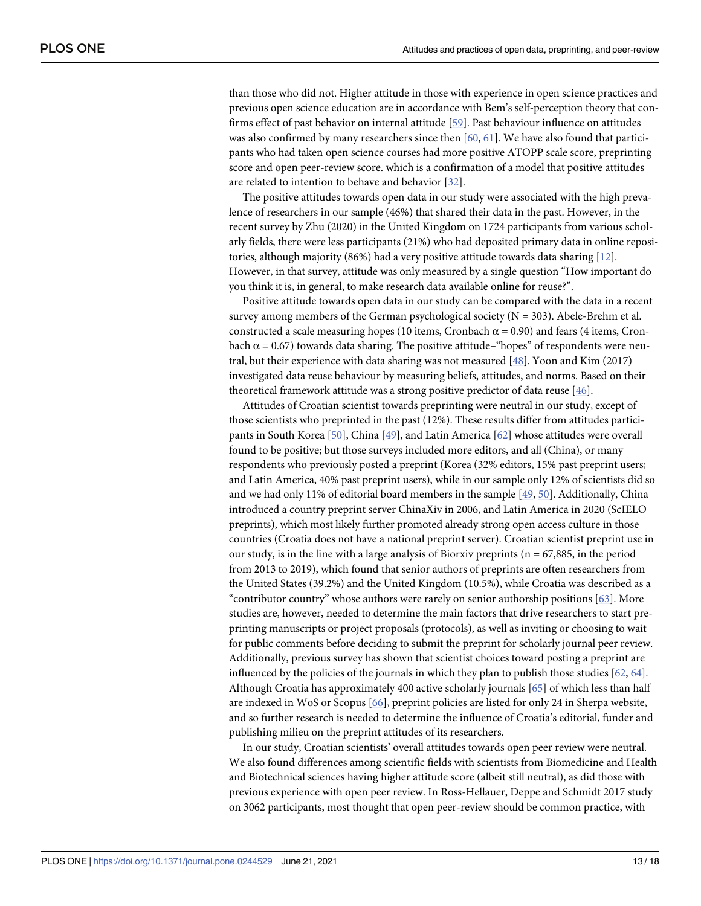than those who did not. Higher attitude in those with experience in open science practices and previous open science education are in accordance with Bem's self-perception theory that confirms effect of past behavior on internal attitude [59]. Past behaviour influence on attitudes was also confirmed by many researchers since then [60, 61]. We have also found that participants who had taken open science courses had more positive ATOPP scale score, preprinting score and open peer-review score. which is a confirmation of a model that positive attitudes are related to intention to behave and behavior [32].

The positive attitudes towards open data in our study were associated with the high prevalence of researchers in our sample (46%) that shared their data in the past. However, in the recent survey by Zhu (2020) in the United Kingdom on 1724 participants from various scholarly fields, there were less participants (21%) who had deposited primary data in online repositories, although majority (86%) had a very positive attitude towards data sharing [12]. However, in that survey, attitude was only measured by a single question "How important do you think it is, in general, to make research data available online for reuse?".

Positive attitude towards open data in our study can be compared with the data in a recent survey among members of the German psychological society (N = 303). Abele-Brehm et al. constructed a scale measuring hopes (10 items, Cronbach $\alpha = 0.90$) and fears (4 items, Cronbach $\alpha = 0.67$) towards data sharing. The positive attitude–"hopes" of respondents were neutral, but their experience with data sharing was not measured [48]. Yoon and Kim (2017) investigated data reuse behaviour by measuring beliefs, attitudes, and norms. Based on their theoretical framework attitude was a strong positive predictor of data reuse [46].

Attitudes of Croatian scientist towards preprinting were neutral in our study, except of those scientists who preprinted in the past (12%). These results differ from attitudes participants in South Korea [50], China [49], and Latin America [62] whose attitudes were overall found to be positive; but those surveys included more editors, and all (China), or many respondents who previously posted a preprint (Korea (32% editors, 15% past preprint users; and Latin America, 40% past preprint users), while in our sample only 12% of scientists did so and we had only 11% of editorial board members in the sample [49, 50]. Additionally, China introduced a country preprint server ChinaXiv in 2006, and Latin America in 2020 (ScIELO preprints), which most likely further promoted already strong open access culture in those countries (Croatia does not have a national preprint server). Croatian scientist preprint use in our study, is in the line with a large analysis of Biorxiv preprints (n = 67,885, in the period from 2013 to 2019), which found that senior authors of preprints are often researchers from the United States (39.2%) and the United Kingdom (10.5%), while Croatia was described as a "contributor country" whose authors were rarely on senior authorship positions [63]. More studies are, however, needed to determine the main factors that drive researchers to start preprinting manuscripts or project proposals (protocols), as well as inviting or choosing to wait for public comments before deciding to submit the preprint for scholarly journal peer review. Additionally, previous survey has shown that scientist choices toward posting a preprint are influenced by the policies of the journals in which they plan to publish those studies [62, 64]. Although Croatia has approximately 400 active scholarly journals [65] of which less than half are indexed in WoS or Scopus [66], preprint policies are listed for only 24 in Sherpa website, and so further research is needed to determine the influence of Croatia's editorial, funder and publishing milieu on the preprint attitudes of its researchers.

In our study, Croatian scientists' overall attitudes towards open peer review were neutral. We also found differences among scientific fields with scientists from Biomedicine and Health and Biotechnical sciences having higher attitude score (albeit still neutral), as did those with previous experience with open peer review. In Ross-Hellauer, Deppe and Schmidt 2017 study on 3062 participants, most thought that open peer-review should be common practice, with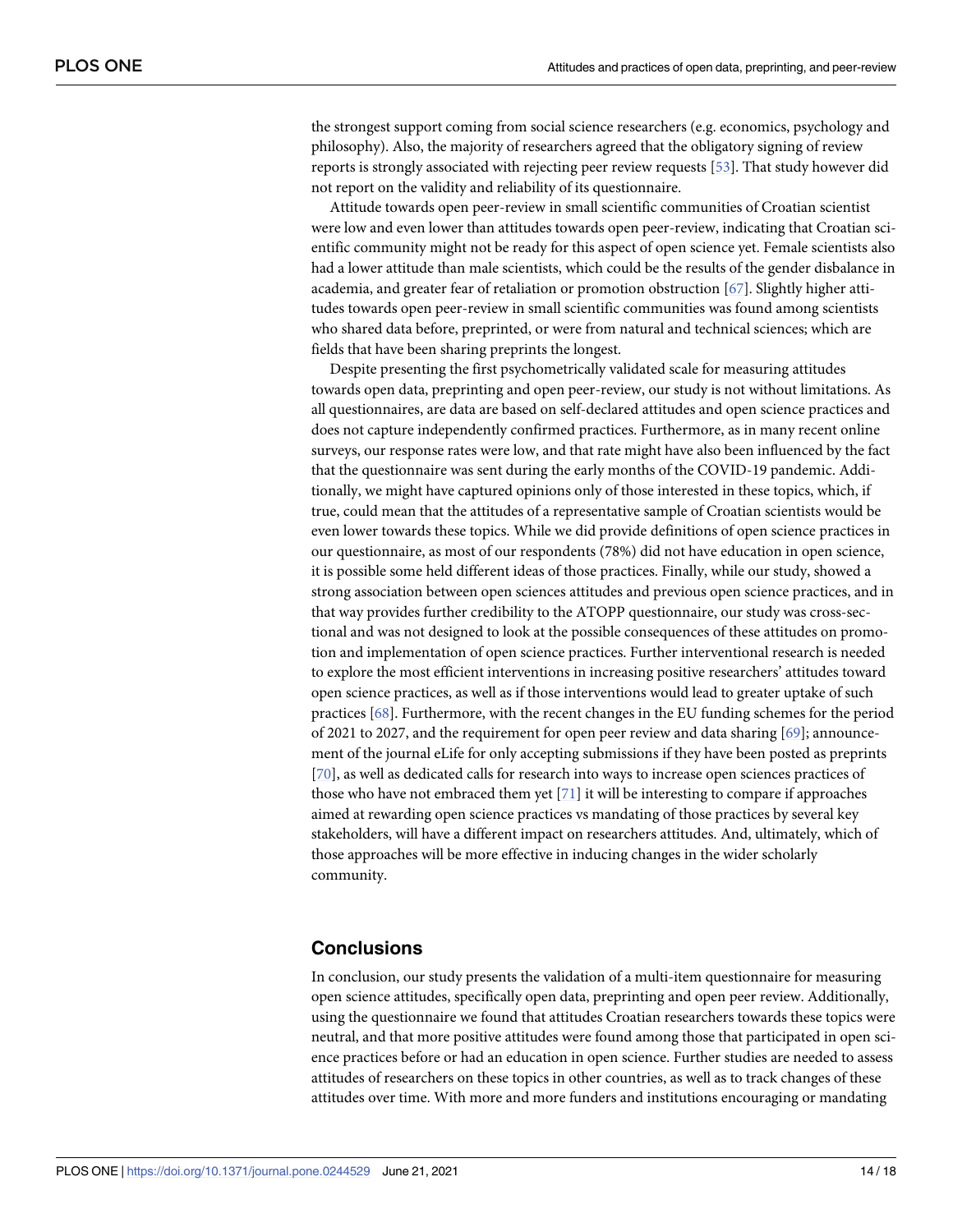the strongest support coming from social science researchers (e.g. economics, psychology and philosophy). Also, the majority of researchers agreed that the obligatory signing of review reports is strongly associated with rejecting peer review requests [53]. That study however did not report on the validity and reliability of its questionnaire.

Attitude towards open peer-review in small scientific communities of Croatian scientist were low and even lower than attitudes towards open peer-review, indicating that Croatian scientific community might not be ready for this aspect of open science yet. Female scientists also had a lower attitude than male scientists, which could be the results of the gender disbalance in academia, and greater fear of retaliation or promotion obstruction [67]. Slightly higher attitudes towards open peer-review in small scientific communities was found among scientists who shared data before, preprinted, or were from natural and technical sciences; which are fields that have been sharing preprints the longest.

Despite presenting the first psychometrically validated scale for measuring attitudes towards open data, preprinting and open peer-review, our study is not without limitations. As all questionnaires, are data are based on self-declared attitudes and open science practices and does not capture independently confirmed practices. Furthermore, as in many recent online surveys, our response rates were low, and that rate might have also been influenced by the fact that the questionnaire was sent during the early months of the COVID-19 pandemic. Additionally, we might have captured opinions only of those interested in these topics, which, if true, could mean that the attitudes of a representative sample of Croatian scientists would be even lower towards these topics. While we did provide definitions of open science practices in our questionnaire, as most of our respondents (78%) did not have education in open science, it is possible some held different ideas of those practices. Finally, while our study, showed a strong association between open sciences attitudes and previous open science practices, and in that way provides further credibility to the ATOPP questionnaire, our study was cross-sectional and was not designed to look at the possible consequences of these attitudes on promotion and implementation of open science practices. Further interventional research is needed to explore the most efficient interventions in increasing positive researchers' attitudes toward open science practices, as well as if those interventions would lead to greater uptake of such practices [68]. Furthermore, with the recent changes in the EU funding schemes for the period of 2021 to 2027, and the requirement for open peer review and data sharing [69]; announcement of the journal eLife for only accepting submissions if they have been posted as preprints [70], as well as dedicated calls for research into ways to increase open sciences practices of those who have not embraced them yet [71] it will be interesting to compare if approaches aimed at rewarding open science practices vs mandating of those practices by several key stakeholders, will have a different impact on researchers attitudes. And, ultimately, which of those approaches will be more effective in inducing changes in the wider scholarly community.

## Conclusions

In conclusion, our study presents the validation of a multi-item questionnaire for measuring open science attitudes, specifically open data, preprinting and open peer review. Additionally, using the questionnaire we found that attitudes Croatian researchers towards these topics were neutral, and that more positive attitudes were found among those that participated in open science practices before or had an education in open science. Further studies are needed to assess attitudes of researchers on these topics in other countries, as well as to track changes of these attitudes over time. With more and more funders and institutions encouraging or mandating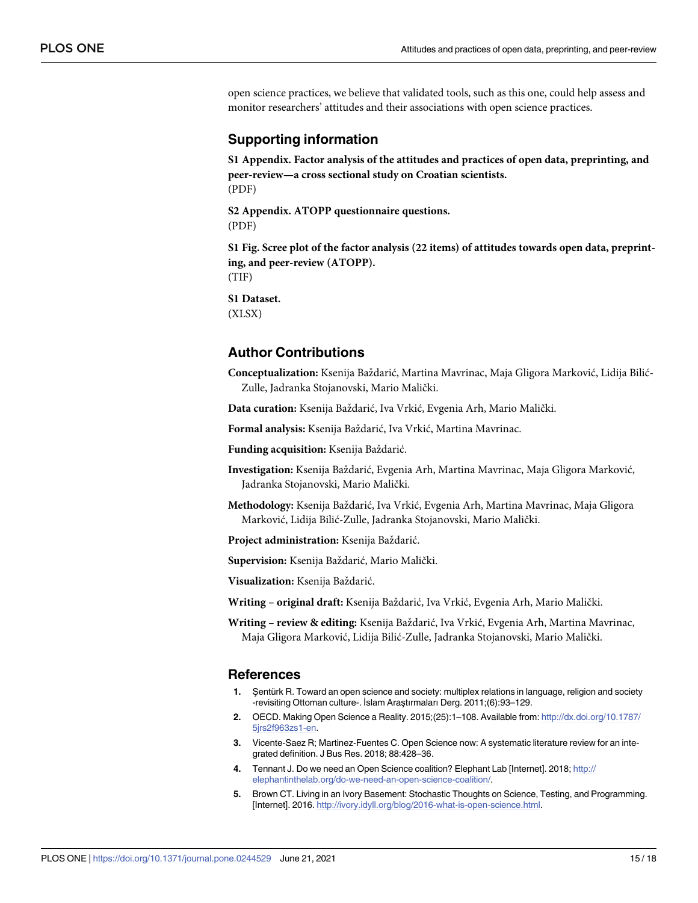open science practices, we believe that validated tools, such as this one, could help assess and monitor researchers' attitudes and their associations with open science practices.

## Supporting information

**S1 Appendix. Factor analysis of the attitudes and practices of open data, preprinting, and peer-review—a cross sectional study on Croatian scientists.**
(PDF)

**S2 Appendix. ATOPP questionnaire questions.**
(PDF)

**S1 Fig. Scree plot of the factor analysis (22 items) of attitudes towards open data, preprinting, and peer-review (ATOPP).**
(TIF)

**S1 Dataset.**
(XLSX)

## Author Contributions

**Conceptualization:** Ksenija Baždarić, Martina Mavrinac, Maja Gligora Marković, Lidija Bilić-Zulle, Jadranka Stojanovski, Mario Malički.

**Data curation:** Ksenija Baždarić, Iva Vrkić, Evgenia Arh, Mario Malički.

**Formal analysis:** Ksenija Baždarić, Iva Vrkić, Martina Mavrinac.

**Funding acquisition:** Ksenija Baždarić.

**Investigation:** Ksenija Baždarić, Evgenia Arh, Martina Mavrinac, Maja Gligora Marković, Jadranka Stojanovski, Mario Malički.

**Methodology:** Ksenija Baždarić, Iva Vrkić, Evgenia Arh, Martina Mavrinac, Maja Gligora Marković, Lidija Bilić-Zulle, Jadranka Stojanovski, Mario Malički.

**Project administration:** Ksenija Baždarić.

**Supervision:** Ksenija Baždarić, Mario Malički.

**Visualization:** Ksenija Baždarić.

**Writing – original draft:** Ksenija Baždarić, Iva Vrkić, Evgenia Arh, Mario Malički.

**Writing – review & editing:** Ksenija Baždarić, Iva Vrkić, Evgenia Arh, Martina Mavrinac, Maja Gligora Marković, Lidija Bilić-Zulle, Jadranka Stojanovski, Mario Malički.

## References

1. Şentürk R. Toward an open science and society: multiplex relations in language, religion and society -revisiting Ottoman culture-. İslam Araştırmaları Derg. 2011;(6):93–129.
2. OECD. Making Open Science a Reality. 2015;(25):1–108. Available from: http://dx.doi.org/10.1787/5jrs2f963zs1-en.
3. Vicente-Saez R; Martinez-Fuentes C. Open Science now: A systematic literature review for an integrated definition. J Bus Res. 2018; 88:428–36.
4. Tennant J. Do we need an Open Science coalition? Elephant Lab [Internet]. 2018; http://elephantinthelab.org/do-we-need-an-open-science-coalition/.
5. Brown CT. Living in an Ivory Basement: Stochastic Thoughts on Science, Testing, and Programming. [Internet]. 2016. http://ivory.idyll.org/blog/2016-what-is-open-science.html.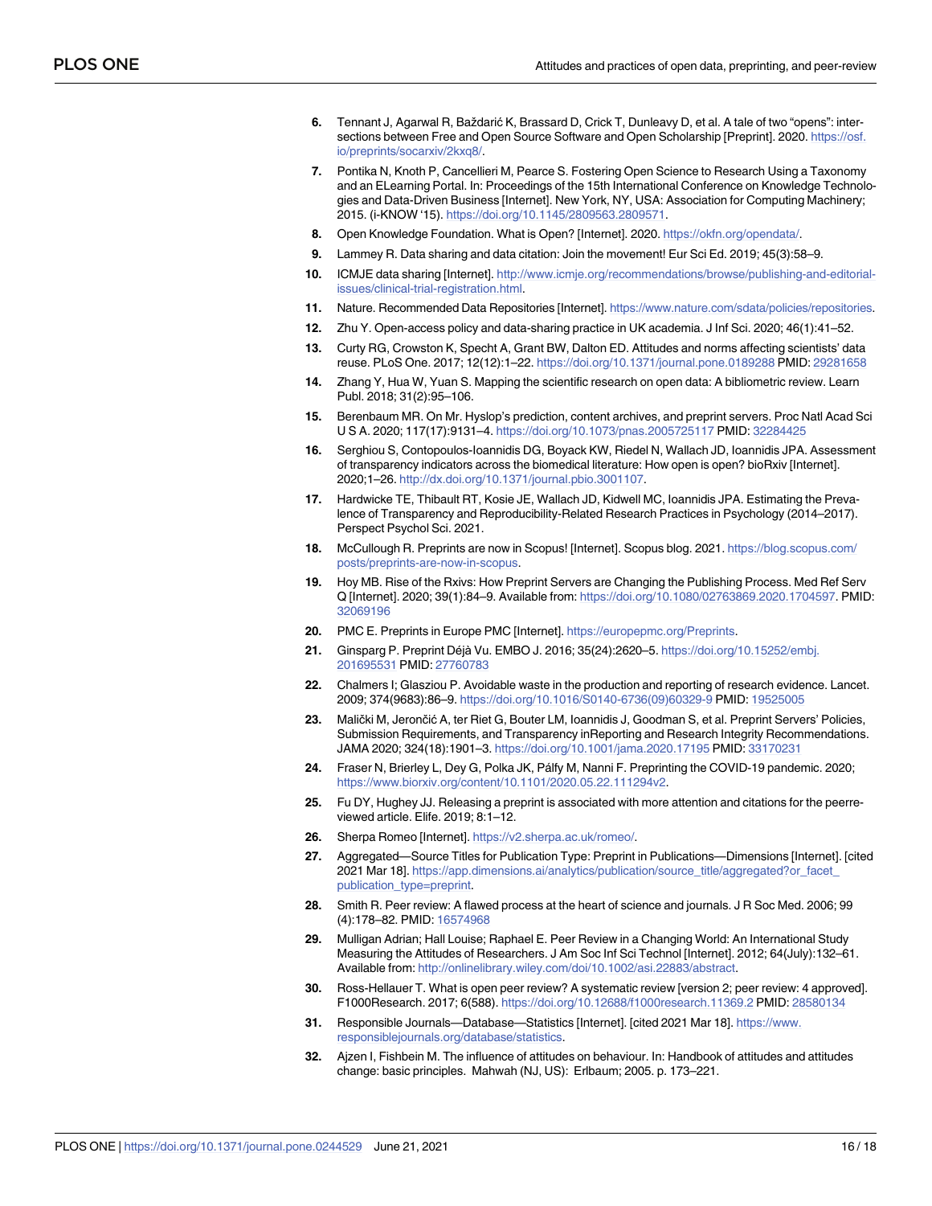6. Tennant J, Agarwal R, Baždarić K, Brassard D, Crick T, Dunleavy D, et al. A tale of two "opens": intersections between Free and Open Source Software and Open Scholarship [Preprint]. 2020. https://osf.io/preprints/socarxiv/2kxq8/.
7. Pontika N, Knoth P, Cancellieri M, Pearce S. Fostering Open Science to Research Using a Taxonomy and an ELearning Portal. In: Proceedings of the 15th International Conference on Knowledge Technologies and Data-Driven Business [Internet]. New York, NY, USA: Association for Computing Machinery; 2015. (i-KNOW '15). https://doi.org/10.1145/2809563.2809571.
8. Open Knowledge Foundation. What is Open? [Internet]. 2020. https://okfn.org/opendata/.
9. Lammey R. Data sharing and data citation: Join the movement! Eur Sci Ed. 2019; 45(3):58–9.
10. ICMJE data sharing [Internet]. http://www.icmje.org/recommendations/browse/publishing-and-editorial-issues/clinical-trial-registration.html.
11. Nature. Recommended Data Repositories [Internet]. https://www.nature.com/sdata/policies/repositories.
12. Zhu Y. Open-access policy and data-sharing practice in UK academia. J Inf Sci. 2020; 46(1):41–52.
13. Curty RG, Crowston K, Specht A, Grant BW, Dalton ED. Attitudes and norms affecting scientists' data reuse. PLoS One. 2017; 12(12):1–22. https://doi.org/10.1371/journal.pone.0189288 PMID: 29281658
14. Zhang Y, Hua W, Yuan S. Mapping the scientific research on open data: A bibliometric review. Learn Publ. 2018; 31(2):95–106.
15. Berenbaum MR. On Mr. Hyslop's prediction, content archives, and preprint servers. Proc Natl Acad Sci U S A. 2020; 117(17):9131–4. https://doi.org/10.1073/pnas.2005725117 PMID: 32284425
16. Serghiou S, Contopoulos-Ioannidis DG, Boyack KW, Riedel N, Wallach JD, Ioannidis JPA. Assessment of transparency indicators across the biomedical literature: How open is open? bioRxiv [Internet]. 2020;1–26. http://dx.doi.org/10.1371/journal.pbio.3001107.
17. Hardwicke TE, Thibault RT, Kosie JE, Wallach JD, Kidwell MC, Ioannidis JPA. Estimating the Prevalence of Transparency and Reproducibility-Related Research Practices in Psychology (2014–2017). Perspect Psychol Sci. 2021.
18. McCullough R. Preprints are now in Scopus! [Internet]. Scopus blog. 2021. https://blog.scopus.com/posts/preprints-are-now-in-scopus.
19. Hoy MB. Rise of the Rxivs: How Preprint Servers are Changing the Publishing Process. Med Ref Serv Q [Internet]. 2020; 39(1):84–9. Available from: https://doi.org/10.1080/02763869.2020.1704597. PMID: 32069196
20. PMC E. Preprints in Europe PMC [Internet]. https://europepmc.org/Preprints.
21. Ginsparg P. Preprint Déjà Vu. EMBO J. 2016; 35(24):2620–5. https://doi.org/10.15252/embj.201695531 PMID: 27760783
22. Chalmers I; Glasziou P. Avoidable waste in the production and reporting of research evidence. Lancet. 2009; 374(9683):86–9. https://doi.org/10.1016/S0140-6736(09)60329-9 PMID: 19525005
23. Malički M, Jerončić A, ter Riet G, Bouter LM, Ioannidis J, Goodman S, et al. Preprint Servers' Policies, Submission Requirements, and Transparency inReporting and Research Integrity Recommendations. JAMA 2020; 324(18):1901–3. https://doi.org/10.1001/jama.2020.17195 PMID: 33170231
24. Fraser N, Brierley L, Dey G, Polka JK, Pálfy M, Nanni F. Preprinting the COVID-19 pandemic. 2020; https://www.biorxiv.org/content/10.1101/2020.05.22.111294v2.
25. Fu DY, Hughey JJ. Releasing a preprint is associated with more attention and citations for the peerreviewed article. Elife. 2019; 8:1–12.
26. Sherpa Romeo [Internet]. https://v2.sherpa.ac.uk/romeo/.
27. Aggregated—Source Titles for Publication Type: Preprint in Publications—Dimensions [Internet]. [cited 2021 Mar 18]. https://app.dimensions.ai/analytics/publication/source_title/aggregated?or_facet_publication_type=preprint.
28. Smith R. Peer review: A flawed process at the heart of science and journals. J R Soc Med. 2006; 99 (4):178–82. PMID: 16574968
29. Mulligan Adrian; Hall Louise; Raphael E. Peer Review in a Changing World: An International Study Measuring the Attitudes of Researchers. J Am Soc Inf Sci Technol [Internet]. 2012; 64(July):132–61. Available from: http://onlinelibrary.wiley.com/doi/10.1002/asi.22883/abstract.
30. Ross-Hellauer T. What is open peer review? A systematic review [version 2; peer review: 4 approved]. F1000Research. 2017; 6(588). https://doi.org/10.12688/f1000research.11369.2 PMID: 28580134
31. Responsible Journals—Database—Statistics [Internet]. [cited 2021 Mar 18]. https://www.responsiblejournals.org/database/statistics.
32. Ajzen I, Fishbein M. The influence of attitudes on behaviour. In: Handbook of attitudes and attitudes change: basic principles. Mahwah (NJ, US): Erlbaum; 2005. p. 173–221.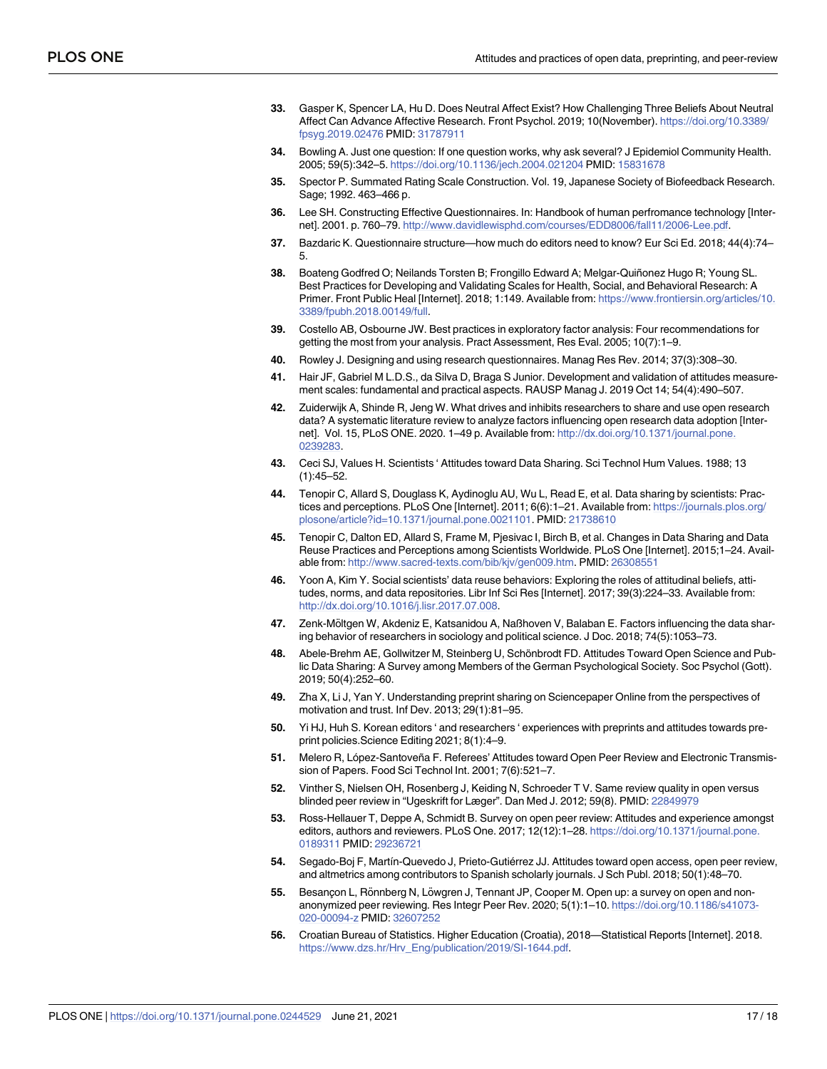33. Gasper K, Spencer LA, Hu D. Does Neutral Affect Exist? How Challenging Three Beliefs About Neutral Affect Can Advance Affective Research. Front Psychol. 2019; 10(November). https://doi.org/10.3389/fpsyg.2019.02476 PMID: 31787911

34. Bowling A. Just one question: If one question works, why ask several? J Epidemiol Community Health. 2005; 59(5):342–5. https://doi.org/10.1136/jech.2004.021204 PMID: 15831678

35. Spector P. Summated Rating Scale Construction. Vol. 19, Japanese Society of Biofeedback Research. Sage; 1992. 463–466 p.

36. Lee SH. Constructing Effective Questionnaires. In: Handbook of human perfromance technology [Internet]. 2001. p. 760–79. http://www.davidlewisphd.com/courses/EDD8006/fall11/2006-Lee.pdf.

37. Bazdaric K. Questionnaire structure—how much do editors need to know? Eur Sci Ed. 2018; 44(4):74–5.

38. Boateng Godfred O; Neilands Torsten B; Frongillo Edward A; Melgar-Quiñonez Hugo R; Young SL. Best Practices for Developing and Validating Scales for Health, Social, and Behavioral Research: A Primer. Front Public Heal [Internet]. 2018; 1:149. Available from: https://www.frontiersin.org/articles/10.3389/fpubh.2018.00149/full.

39. Costello AB, Osbourne JW. Best practices in exploratory factor analysis: Four recommendations for getting the most from your analysis. Pract Assessment, Res Eval. 2005; 10(7):1–9.

40. Rowley J. Designing and using research questionnaires. Manag Res Rev. 2014; 37(3):308–30.

41. Hair JF, Gabriel M L.D.S., da Silva D, Braga S Junior. Development and validation of attitudes measurement scales: fundamental and practical aspects. RAUSP Manag J. 2019 Oct 14; 54(4):490–507.

42. Zuiderwijk A, Shinde R, Jeng W. What drives and inhibits researchers to share and use open research data? A systematic literature review to analyze factors influencing open research data adoption [Internet]. Vol. 15, PLoS ONE. 2020. 1–49 p. Available from: http://dx.doi.org/10.1371/journal.pone.0239283.

43. Ceci SJ, Values H. Scientists ' Attitudes toward Data Sharing. Sci Technol Hum Values. 1988; 13 (1):45–52.

44. Tenopir C, Allard S, Douglass K, Aydinoglu AU, Wu L, Read E, et al. Data sharing by scientists: Practices and perceptions. PLoS One [Internet]. 2011; 6(6):1–21. Available from: https://journals.plos.org/plosone/article?id=10.1371/journal.pone.0021101. PMID: 21738610

45. Tenopir C, Dalton ED, Allard S, Frame M, Pjesivac I, Birch B, et al. Changes in Data Sharing and Data Reuse Practices and Perceptions among Scientists Worldwide. PLoS One [Internet]. 2015;1–24. Available from: http://www.sacred-texts.com/bib/kjv/gen009.htm. PMID: 26308551

46. Yoon A, Kim Y. Social scientists' data reuse behaviors: Exploring the roles of attitudinal beliefs, attitudes, norms, and data repositories. Libr Inf Sci Res [Internet]. 2017; 39(3):224–33. Available from: http://dx.doi.org/10.1016/j.lisr.2017.07.008.

47. Zenk-Möltgen W, Akdeniz E, Katsanidou A, Naßhoven V, Balaban E. Factors influencing the data sharing behavior of researchers in sociology and political science. J Doc. 2018; 74(5):1053–73.

48. Abele-Brehm AE, Gollwitzer M, Steinberg U, Schönbrodt FD. Attitudes Toward Open Science and Public Data Sharing: A Survey among Members of the German Psychological Society. Soc Psychol (Gott). 2019; 50(4):252–60.

49. Zha X, Li J, Yan Y. Understanding preprint sharing on Sciencepaper Online from the perspectives of motivation and trust. Inf Dev. 2013; 29(1):81–95.

50. Yi HJ, Huh S. Korean editors ' and researchers ' experiences with preprints and attitudes towards preprint policies.Science Editing 2021; 8(1):4–9.

51. Melero R, López-Santoveña F. Referees' Attitudes toward Open Peer Review and Electronic Transmission of Papers. Food Sci Technol Int. 2001; 7(6):521–7.

52. Vinther S, Nielsen OH, Rosenberg J, Keiding N, Schroeder T V. Same review quality in open versus blinded peer review in "Ugeskrift for Læger". Dan Med J. 2012; 59(8). PMID: 22849979

53. Ross-Hellauer T, Deppe A, Schmidt B. Survey on open peer review: Attitudes and experience amongst editors, authors and reviewers. PLoS One. 2017; 12(12):1–28. https://doi.org/10.1371/journal.pone.0189311 PMID: 29236721

54. Segado-Boj F, Martín-Quevedo J, Prieto-Gutiérrez JJ. Attitudes toward open access, open peer review, and altmetrics among contributors to Spanish scholarly journals. J Sch Publ. 2018; 50(1):48–70.

55. Besançon L, Rönnberg N, Löwgren J, Tennant JP, Cooper M. Open up: a survey on open and non-anonymized peer reviewing. Res Integr Peer Rev. 2020; 5(1):1–10. https://doi.org/10.1186/s41073-020-00094-z PMID: 32607252

56. Croatian Bureau of Statistics. Higher Education (Croatia), 2018—Statistical Reports [Internet]. 2018. https://www.dzs.hr/Hrv_Eng/publication/2019/SI-1644.pdf.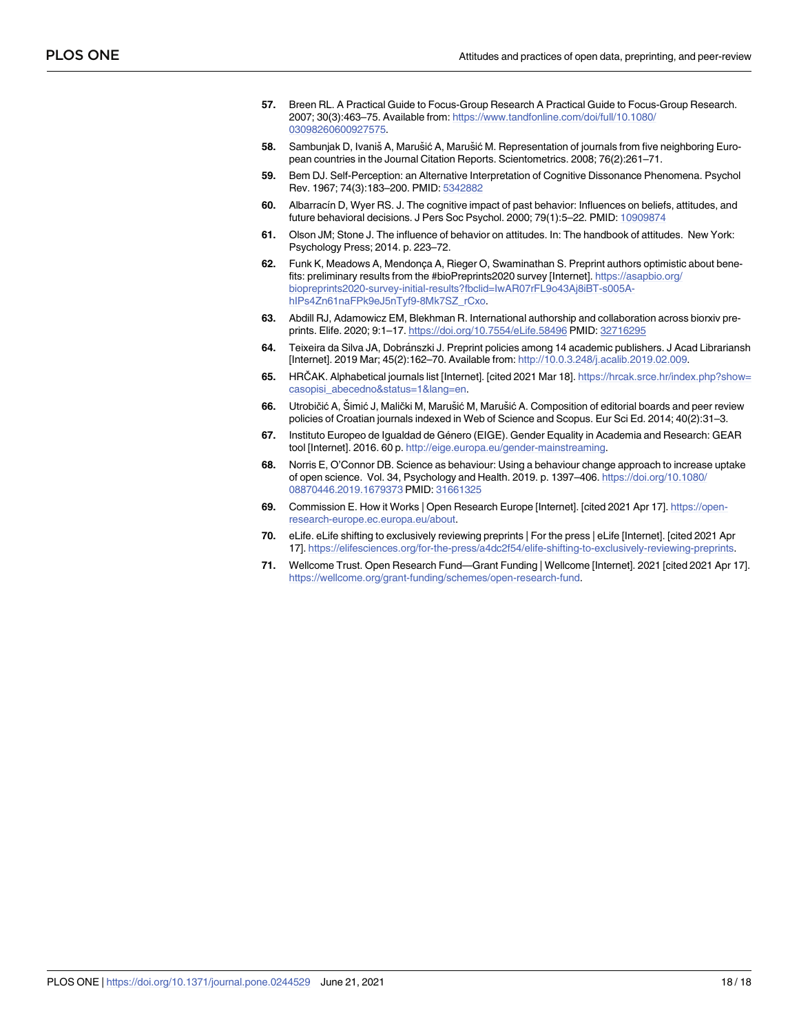57. Breen RL. A Practical Guide to Focus-Group Research A Practical Guide to Focus-Group Research. 2007; 30(3):463–75. Available from: https://www.tandfonline.com/doi/full/10.1080/03098260600927575.

58. Sambunjak D, Ivaniš A, Marušić A, Marušić M. Representation of journals from five neighboring European countries in the Journal Citation Reports. Scientometrics. 2008; 76(2):261–71.

59. Bem DJ. Self-Perception: an Alternative Interpretation of Cognitive Dissonance Phenomena. Psychol Rev. 1967; 74(3):183–200. PMID: 5342882

60. Albarracín D, Wyer RS. J. The cognitive impact of past behavior: Influences on beliefs, attitudes, and future behavioral decisions. J Pers Soc Psychol. 2000; 79(1):5–22. PMID: 10909874

61. Olson JM; Stone J. The influence of behavior on attitudes. In: The handbook of attitudes. New York: Psychology Press; 2014. p. 223–72.

62. Funk K, Meadows A, Mendonça A, Rieger O, Swaminathan S. Preprint authors optimistic about benefits: preliminary results from the #bioPreprints2020 survey [Internet]. https://asapbio.org/biopreprints2020-survey-initial-results?fbclid=IwAR07rFL9o43Aj8iBT-s005A-hIPs4Zn61naFPk9eJ5nTyf9-8Mk7SZ_rCxo.

63. Abdill RJ, Adamowicz EM, Blekhman R. International authorship and collaboration across biorxiv preprints. Elife. 2020; 9:1–17. https://doi.org/10.7554/eLife.58496 PMID: 32716295

64. Teixeira da Silva JA, Dobránszki J. Preprint policies among 14 academic publishers. J Acad Librariansh [Internet]. 2019 Mar; 45(2):162–70. Available from: http://10.0.3.248/j.acalib.2019.02.009.

65. HRČAK. Alphabetical journals list [Internet]. [cited 2021 Mar 18]. https://hrcak.srce.hr/index.php?show=casopisi_abecedno&status=1&lang=en.

66. Utrobičić A, Šimić J, Malički M, Marušić M, Marušić A. Composition of editorial boards and peer review policies of Croatian journals indexed in Web of Science and Scopus. Eur Sci Ed. 2014; 40(2):31–3.

67. Instituto Europeo de Igualdad de Género (EIGE). Gender Equality in Academia and Research: GEAR tool [Internet]. 2016. 60 p. http://eige.europa.eu/gender-mainstreaming.

68. Norris E, O'Connor DB. Science as behaviour: Using a behaviour change approach to increase uptake of open science. Vol. 34, Psychology and Health. 2019. p. 1397–406. https://doi.org/10.1080/08870446.2019.1679373 PMID: 31661325

69. Commission E. How it Works | Open Research Europe [Internet]. [cited 2021 Apr 17]. https://open-research-europe.ec.europa.eu/about.

70. eLife. eLife shifting to exclusively reviewing preprints | For the press | eLife [Internet]. [cited 2021 Apr 17]. https://elifesciences.org/for-the-press/a4dc2f54/elife-shifting-to-exclusively-reviewing-preprints.

71. Wellcome Trust. Open Research Fund—Grant Funding | Wellcome [Internet]. 2021 [cited 2021 Apr 17]. https://wellcome.org/grant-funding/schemes/open-research-fund.